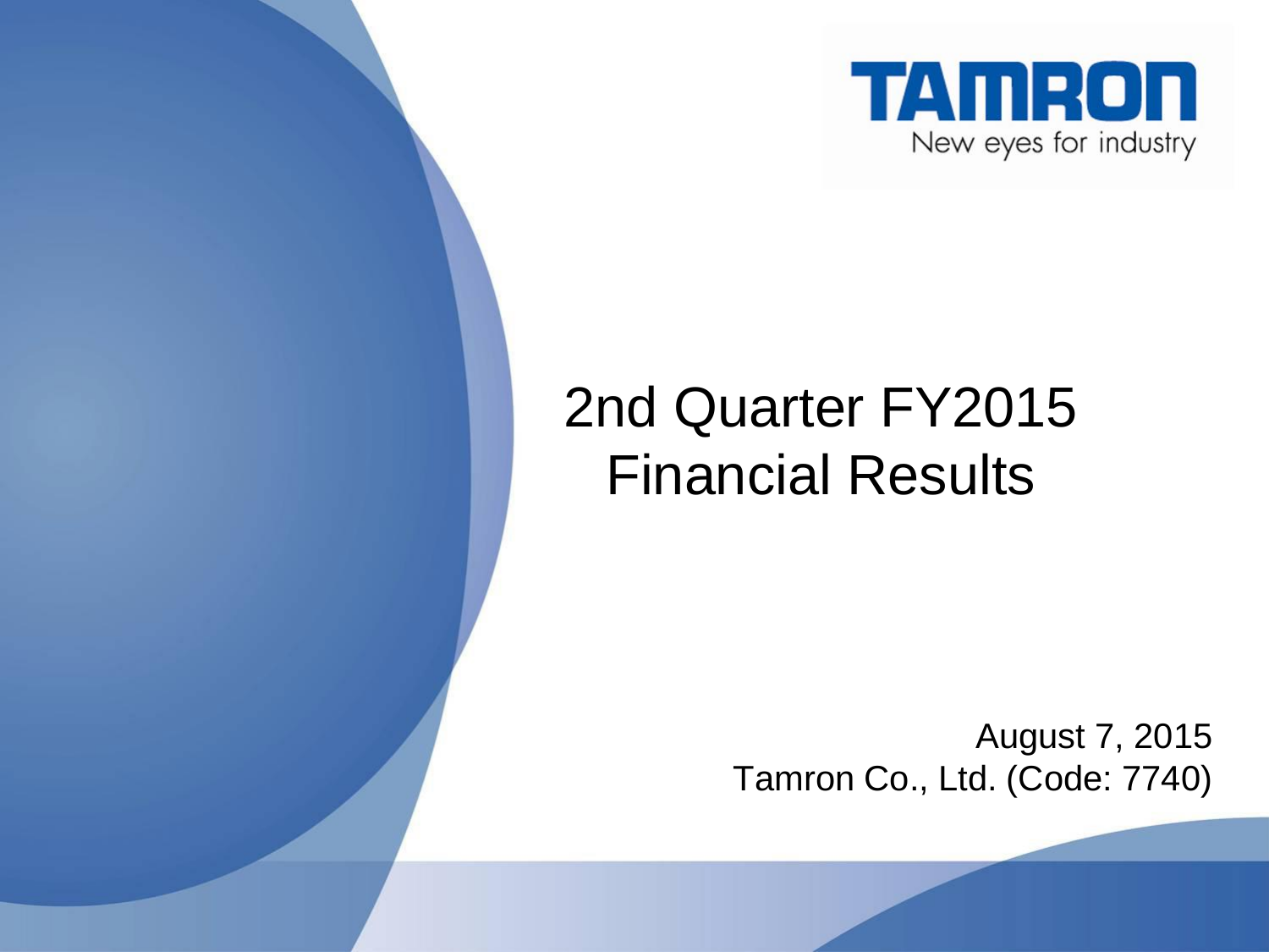TAMRON

New eyes for industry

# 2nd Quarter FY2015 Financial Results

August 7, 2015

Tamron Co., Ltd. (Code: 7740)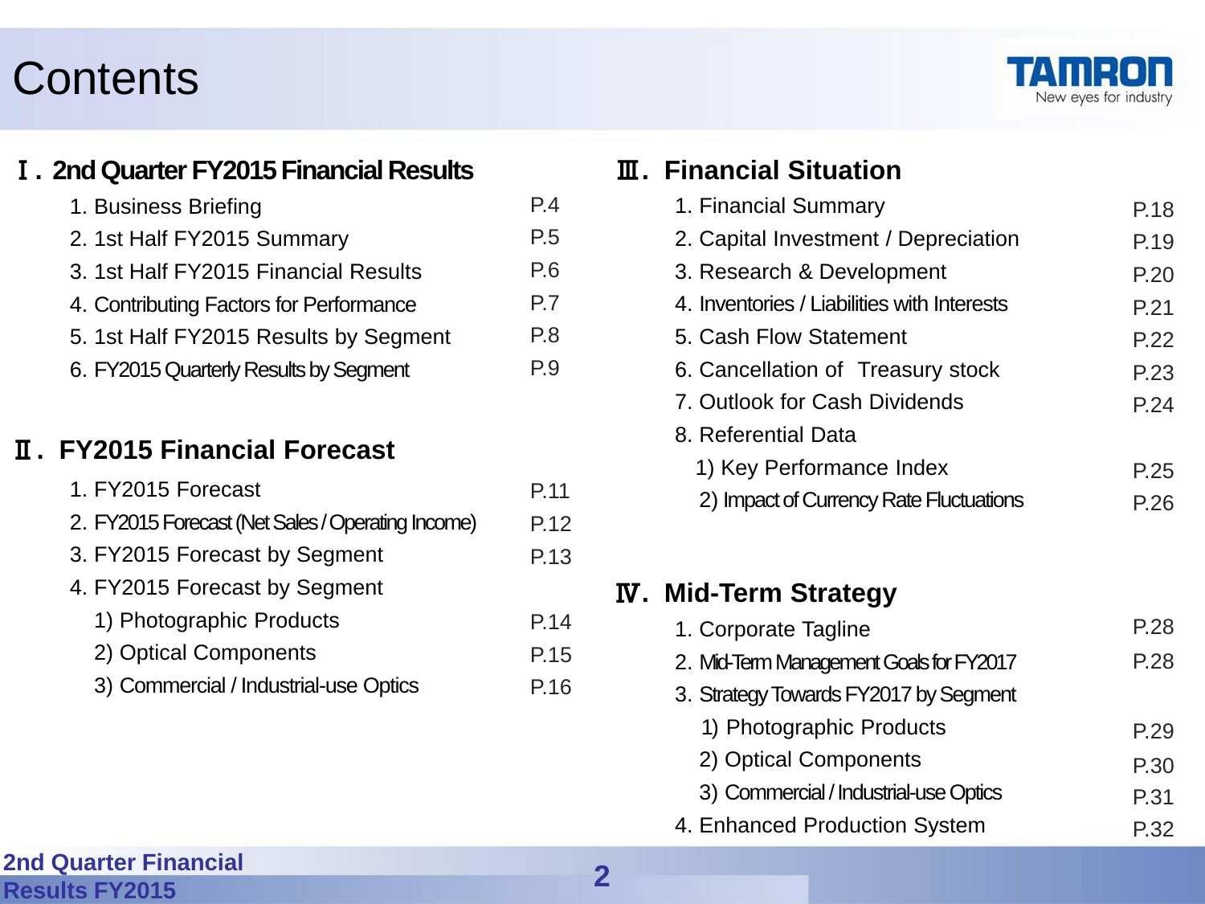# Contents

## Ⅰ. 2nd Quarter FY2015 Financial Results

1. Business Briefing P.4
2. 1st Half FY2015 Summary P.5
3. 1st Half FY2015 Financial Results P.6
4. Contributing Factors for Performance P.7
5. 1st Half FY2015 Results by Segment P.8
6. FY2015 Quarterly Results by Segment P.9

## Ⅱ. FY2015 Financial Forecast

1. FY2015 Forecast P.11
2. FY2015 Forecast (Net Sales / Operating Income) P.12
3. FY2015 Forecast by Segment P.13
4. FY2015 Forecast by Segment
   1) Photographic Products P.14
   2) Optical Components P.15
   3) Commercial / Industrial-use Optics P.16

## Ⅲ. Financial Situation

1. Financial Summary P.18
2. Capital Investment / Depreciation P.19
3. Research & Development P.20
4. Inventories / Liabilities with Interests P.21
5. Cash Flow Statement P.22
6. Cancellation of Treasury stock P.23
7. Outlook for Cash Dividends P.24
8. Referential Data
   1) Key Performance Index P.25
   2) Impact of Currency Rate Fluctuations P.26

## Ⅳ. Mid-Term Strategy

1. Corporate Tagline P.28
2. Mid-Term Management Goals for FY2017 P.28
3. Strategy Towards FY2017 by Segment
   1) Photographic Products P.29
   2) Optical Components P.30
   3) Commercial / Industrial-use Optics P.31
4. Enhanced Production System P.32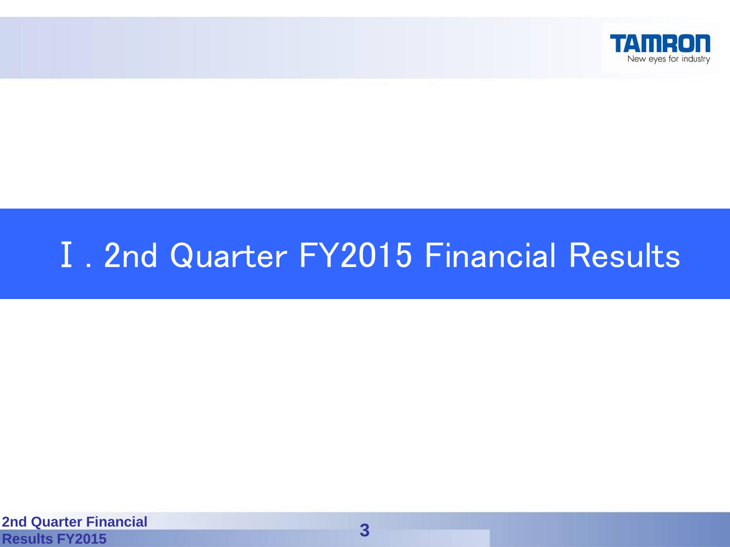# Ⅰ. 2nd Quarter FY2015 Financial Results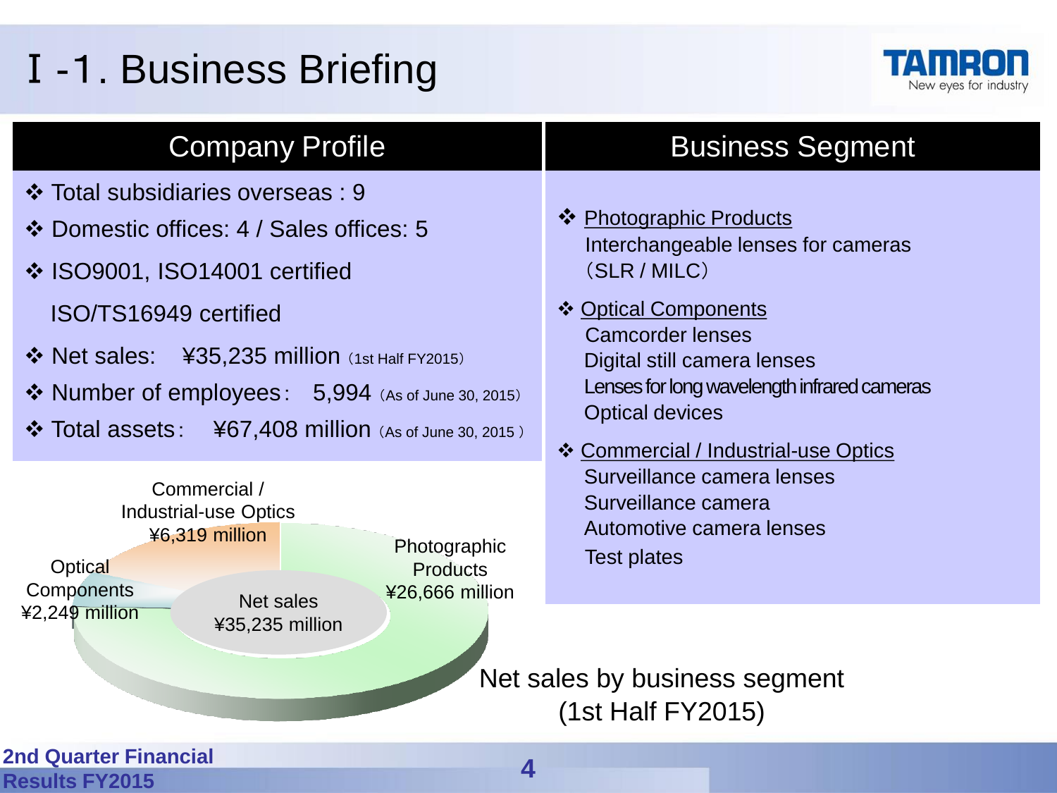# Ⅰ-1. Business Briefing

## Company Profile

- Total subsidiaries overseas : 9
- Domestic offices: 4 / Sales offices: 5
- ISO9001, ISO14001 certified
  ISO/TS16949 certified
- Net sales: ¥35,235 million (1st Half FY2015)
- Number of employees: 5,994 (As of June 30, 2015)
- Total assets: ¥67,408 million (As of June 30, 2015 )

## Business Segment

- Photographic Products
  Interchangeable lenses for cameras (SLR / MILC)
- Optical Components
  Camcorder lenses
  Digital still camera lenses
  Lenses for long wavelength infrared cameras
  Optical devices
- Commercial / Industrial-use Optics
  Surveillance camera lenses
  Surveillance camera
  Automotive camera lenses
  Test plates

Net sales ¥35,235 million

| Segment | Net sales |
|---|---|
| Photographic Products | ¥26,666 million |
| Commercial / Industrial-use Optics | ¥6,319 million |
| Optical Components | ¥2,249 million |

Net sales by business segment (1st Half FY2015)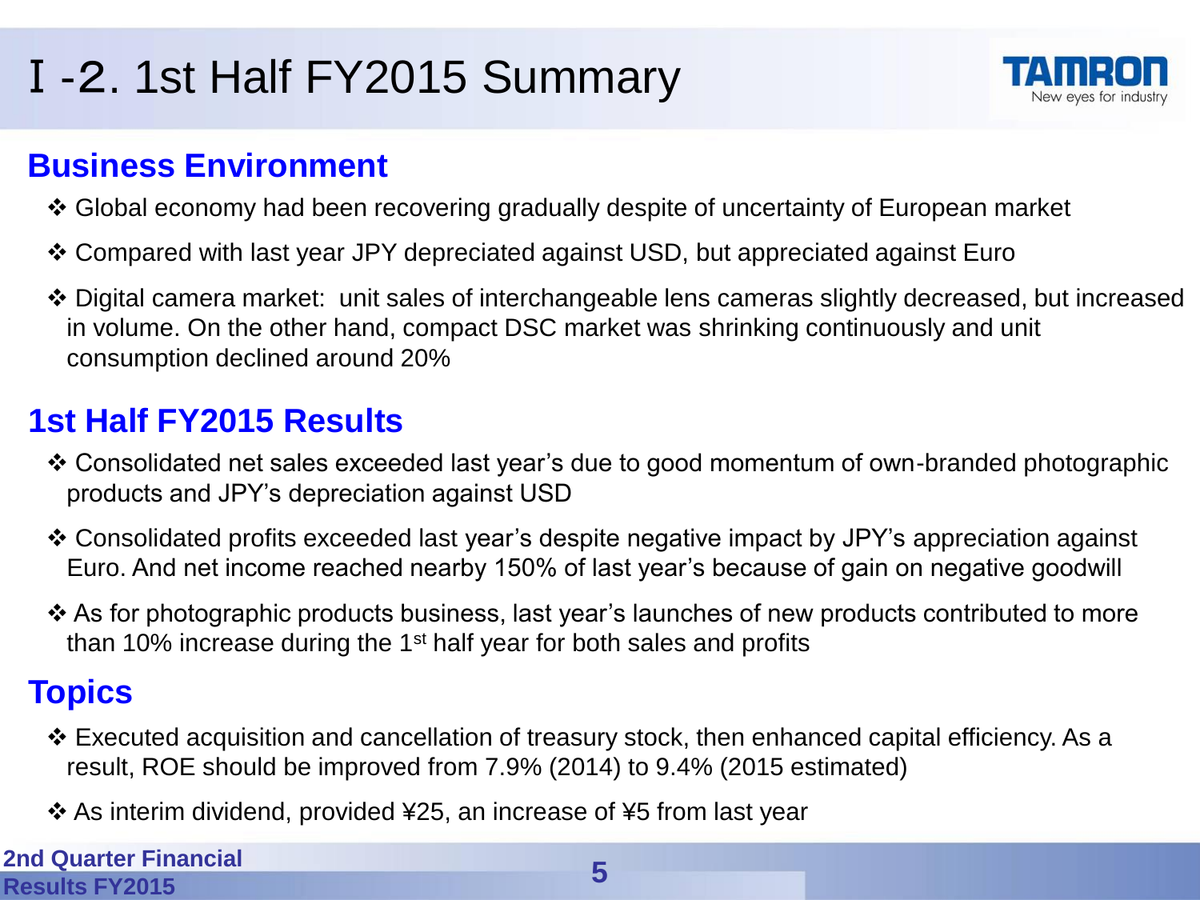# Ⅰ-2. 1st Half FY2015 Summary

## Business Environment

- Global economy had been recovering gradually despite of uncertainty of European market
- Compared with last year JPY depreciated against USD, but appreciated against Euro
- Digital camera market: unit sales of interchangeable lens cameras slightly decreased, but increased in volume. On the other hand, compact DSC market was shrinking continuously and unit consumption declined around 20%

## 1st Half FY2015 Results

- Consolidated net sales exceeded last year's due to good momentum of own-branded photographic products and JPY's depreciation against USD
- Consolidated profits exceeded last year's despite negative impact by JPY's appreciation against Euro. And net income reached nearby 150% of last year's because of gain on negative goodwill
- As for photographic products business, last year's launches of new products contributed to more than 10% increase during the 1st half year for both sales and profits

## Topics

- Executed acquisition and cancellation of treasury stock, then enhanced capital efficiency. As a result, ROE should be improved from 7.9% (2014) to 9.4% (2015 estimated)
- As interim dividend, provided ¥25, an increase of ¥5 from last year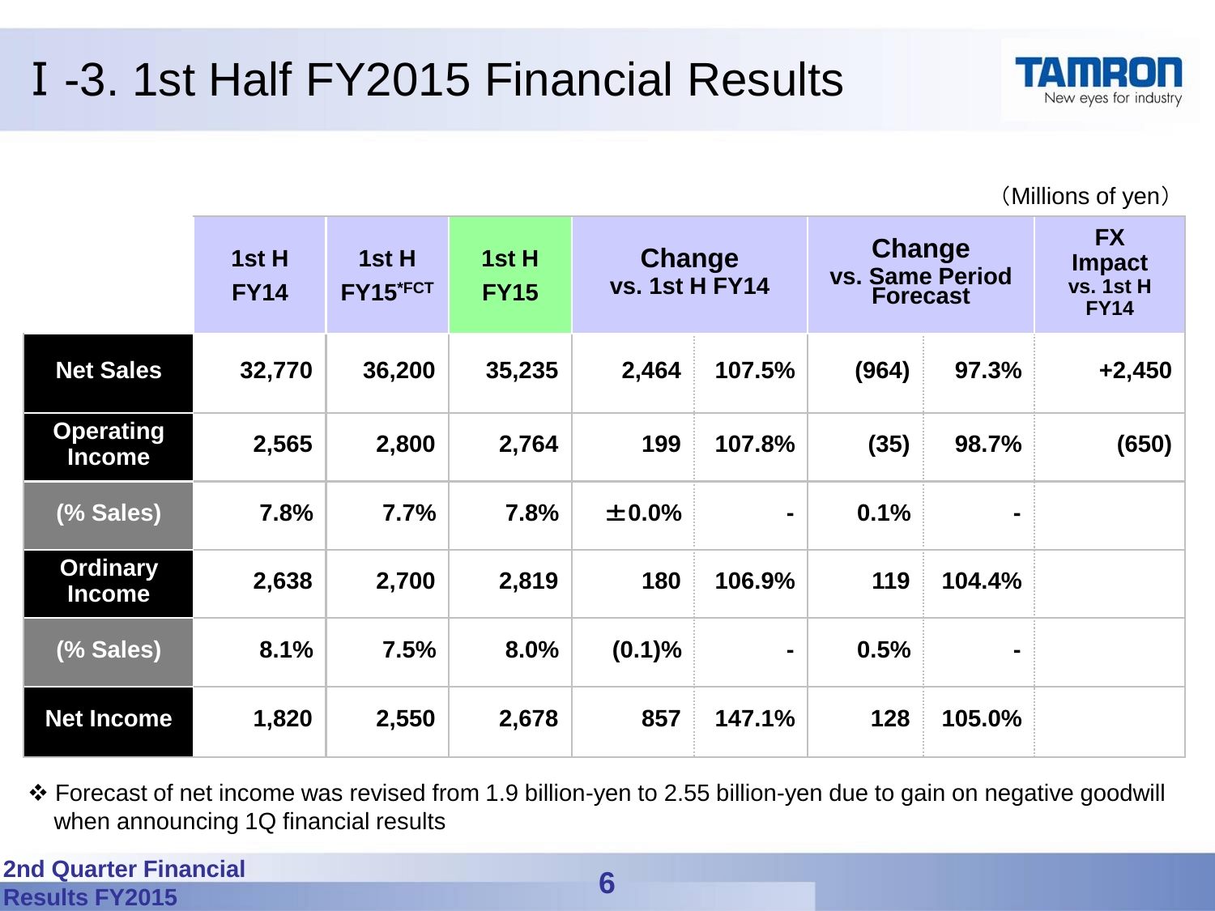# Ⅰ-3. 1st Half FY2015 Financial Results

(Millions of yen)

| | 1st H FY14 | 1st H FY15*FCT | 1st H FY15 | Change vs. 1st H FY14 | | Change vs. Same Period Forecast | | FX Impact vs. 1st H FY14 |
|---|---|---|---|---|---|---|---|---|
| Net Sales | 32,770 | 36,200 | 35,235 | 2,464 | 107.5% | (964) | 97.3% | +2,450 |
| Operating Income | 2,565 | 2,800 | 2,764 | 199 | 107.8% | (35) | 98.7% | (650) |
| (% Sales) | 7.8% | 7.7% | 7.8% | ±0.0% | - | 0.1% | - | |
| Ordinary Income | 2,638 | 2,700 | 2,819 | 180 | 106.9% | 119 | 104.4% | |
| (% Sales) | 8.1% | 7.5% | 8.0% | (0.1)% | - | 0.5% | - | |
| Net Income | 1,820 | 2,550 | 2,678 | 857 | 147.1% | 128 | 105.0% | |

❖ Forecast of net income was revised from 1.9 billion-yen to 2.55 billion-yen due to gain on negative goodwill when announcing 1Q financial results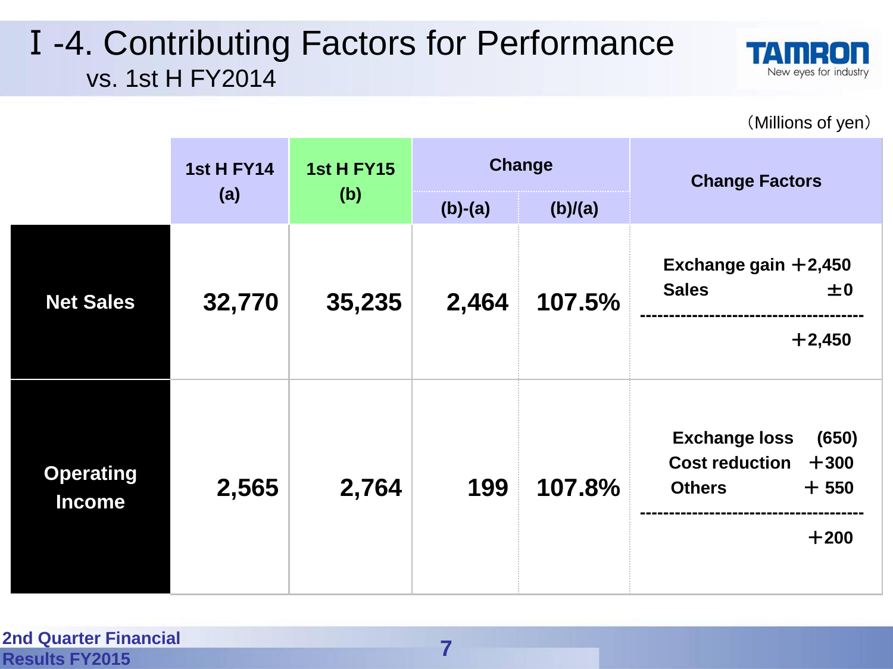# Ⅰ-4. Contributing Factors for Performance

## vs. 1st H FY2014

（Millions of yen）

| | 1st H FY14 (a) | 1st H FY15 (b) | Change | | Change Factors |
|---|---|---|---|---|---|
| | | | (b)-(a) | (b)/(a) | |
| **Net Sales** | **32,770** | **35,235** | **2,464** | **107.5%** | Exchange gain ＋2,450<br>Sales ±0<br>--------------------<br>＋2,450 |
| **Operating Income** | **2,565** | **2,764** | **199** | **107.8%** | Exchange loss (650)<br>Cost reduction ＋300<br>Others ＋550<br>--------------------<br>＋200 |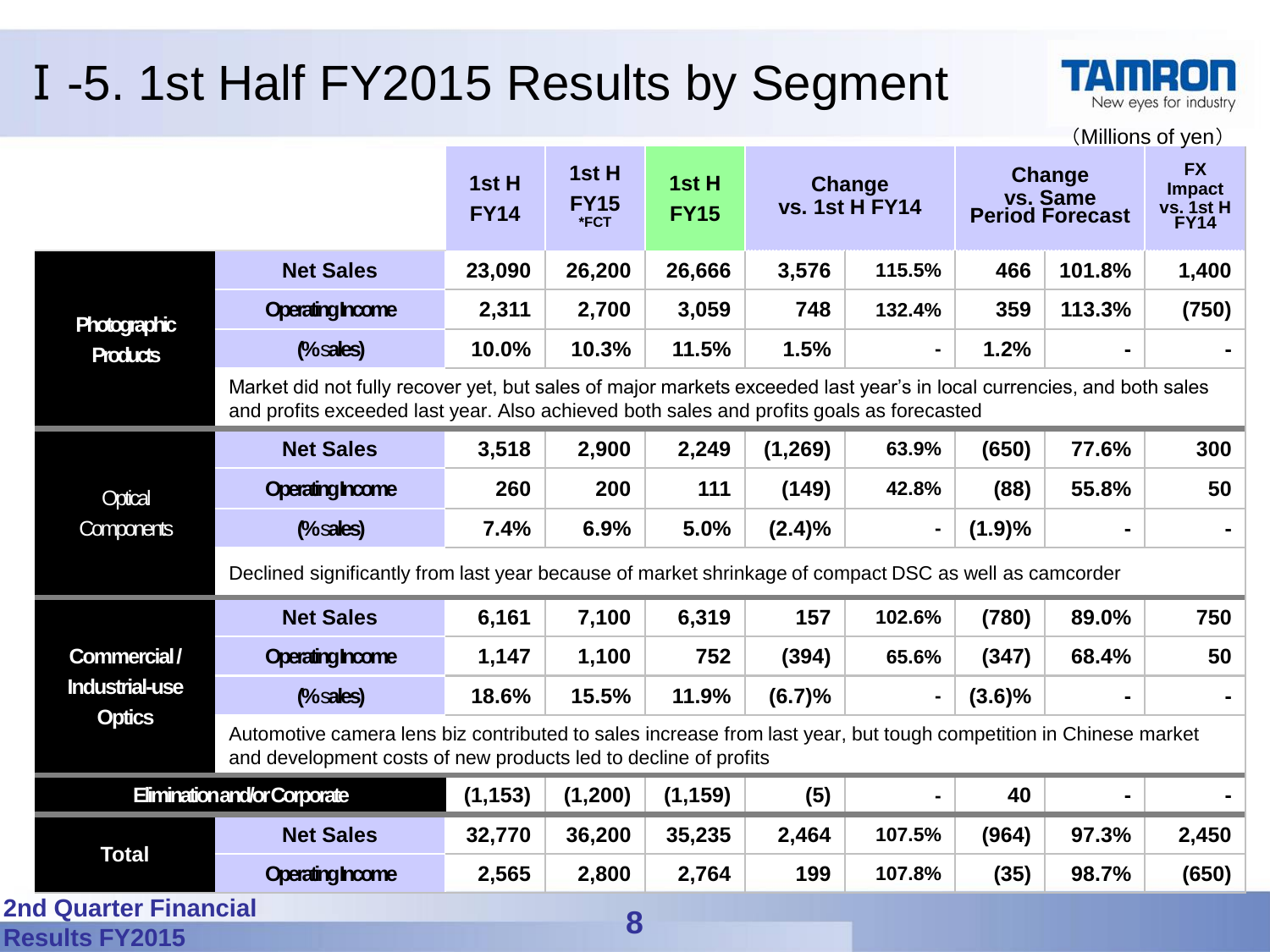# Ⅰ-5. 1st Half FY2015 Results by Segment

(Millions of yen)

| | | 1st H FY14 | 1st H FY15 *FCT | 1st H FY15 | Change vs. 1st H FY14 | | Change vs. Same Period Forecast | | FX Impact vs. 1st H FY14 |
|---|---|---|---|---|---|---|---|---|---|
| Photographic Products | Net Sales | 23,090 | 26,200 | 26,666 | 3,576 | 115.5% | 466 | 101.8% | 1,400 |
| | Operating Income | 2,311 | 2,700 | 3,059 | 748 | 132.4% | 359 | 113.3% | (750) |
| | (% sales) | 10.0% | 10.3% | 11.5% | 1.5% | - | 1.2% | - | - |
| | Market did not fully recover yet, but sales of major markets exceeded last year's in local currencies, and both sales and profits exceeded last year. Also achieved both sales and profits goals as forecasted | | | | | | | | |
| Optical Components | Net Sales | 3,518 | 2,900 | 2,249 | (1,269) | 63.9% | (650) | 77.6% | 300 |
| | Operating Income | 260 | 200 | 111 | (149) | 42.8% | (88) | 55.8% | 50 |
| | (% sales) | 7.4% | 6.9% | 5.0% | (2.4)% | - | (1.9)% | - | - |
| | Declined significantly from last year because of market shrinkage of compact DSC as well as camcorder | | | | | | | | |
| Commercial / Industrial-use Optics | Net Sales | 6,161 | 7,100 | 6,319 | 157 | 102.6% | (780) | 89.0% | 750 |
| | Operating Income | 1,147 | 1,100 | 752 | (394) | 65.6% | (347) | 68.4% | 50 |
| | (% sales) | 18.6% | 15.5% | 11.9% | (6.7)% | - | (3.6)% | - | - |
| | Automotive camera lens biz contributed to sales increase from last year, but tough competition in Chinese market and development costs of new products led to decline of profits | | | | | | | | |
| Elimination and/or Corporate | | (1,153) | (1,200) | (1,159) | (5) | - | 40 | - | - |
| Total | Net Sales | 32,770 | 36,200 | 35,235 | 2,464 | 107.5% | (964) | 97.3% | 2,450 |
| | Operating Income | 2,565 | 2,800 | 2,764 | 199 | 107.8% | (35) | 98.7% | (650) |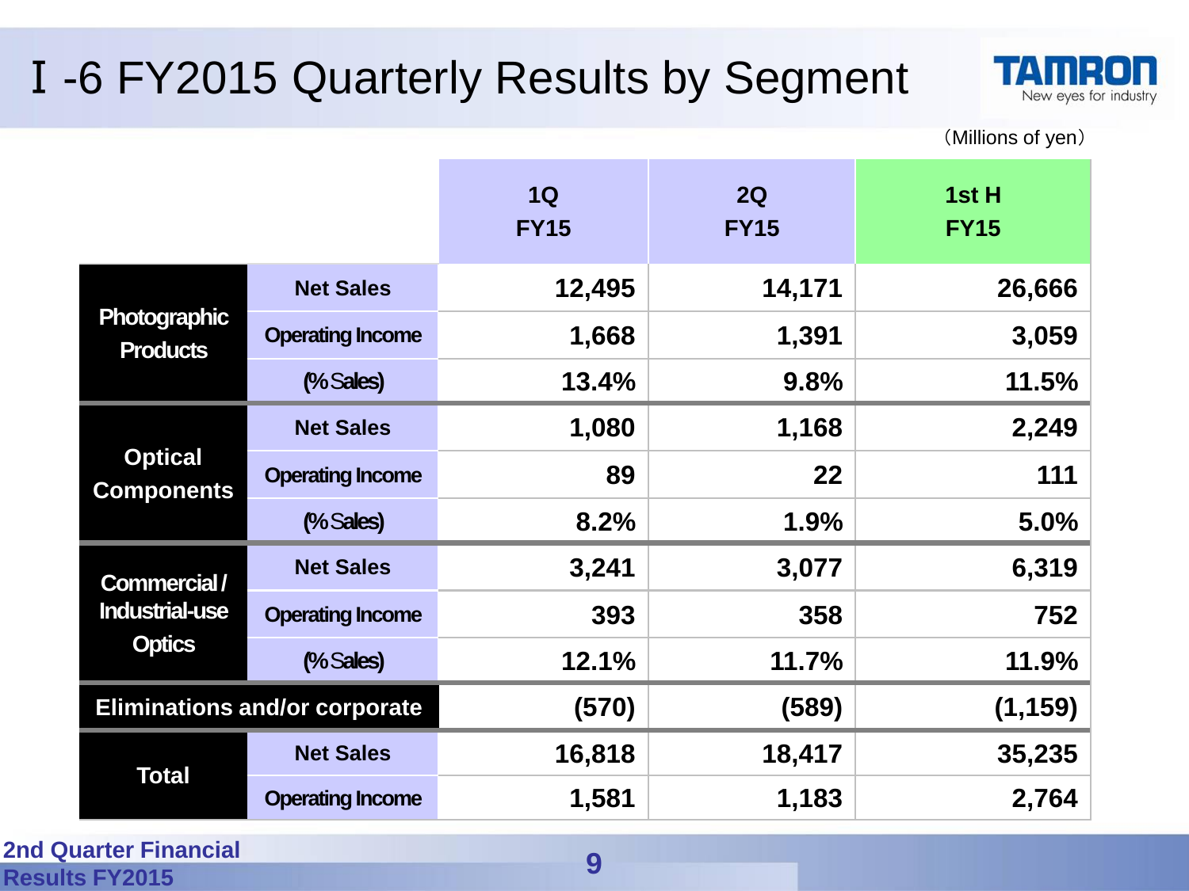# Ⅰ-6 FY2015 Quarterly Results by Segment

(Millions of yen)

| | | 1Q FY15 | 2Q FY15 | 1st H FY15 |
|---|---|---|---|---|
| Photographic Products | Net Sales | 12,495 | 14,171 | 26,666 |
| | Operating Income | 1,668 | 1,391 | 3,059 |
| | (% Sales) | 13.4% | 9.8% | 11.5% |
| Optical Components | Net Sales | 1,080 | 1,168 | 2,249 |
| | Operating Income | 89 | 22 | 111 |
| | (% Sales) | 8.2% | 1.9% | 5.0% |
| Commercial / Industrial-use Optics | Net Sales | 3,241 | 3,077 | 6,319 |
| | Operating Income | 393 | 358 | 752 |
| | (% Sales) | 12.1% | 11.7% | 11.9% |
| Eliminations and/or corporate | | (570) | (589) | (1,159) |
| Total | Net Sales | 16,818 | 18,417 | 35,235 |
| | Operating Income | 1,581 | 1,183 | 2,764 |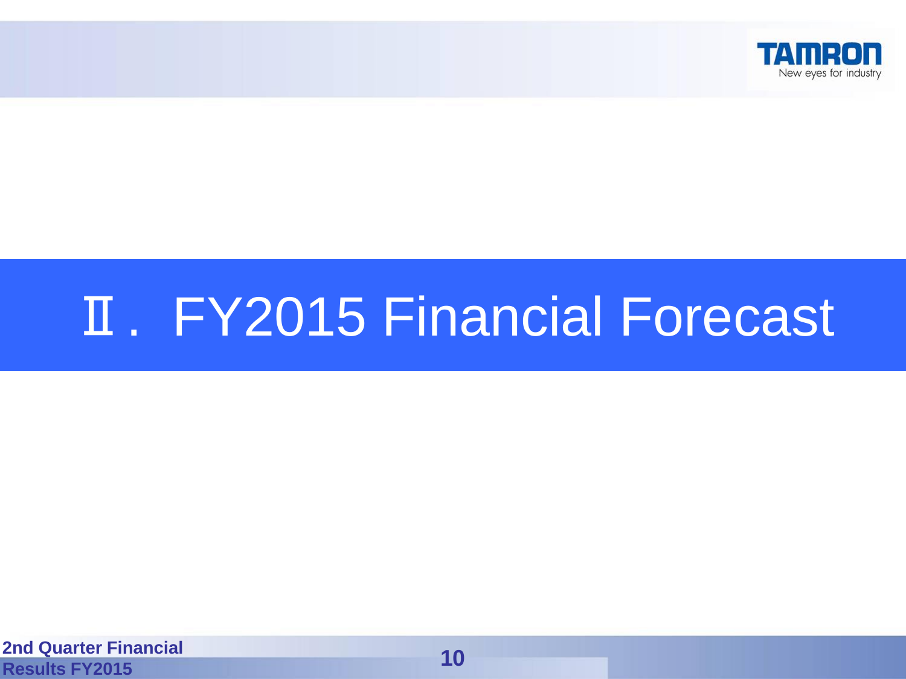# Ⅱ.  FY2015 Financial Forecast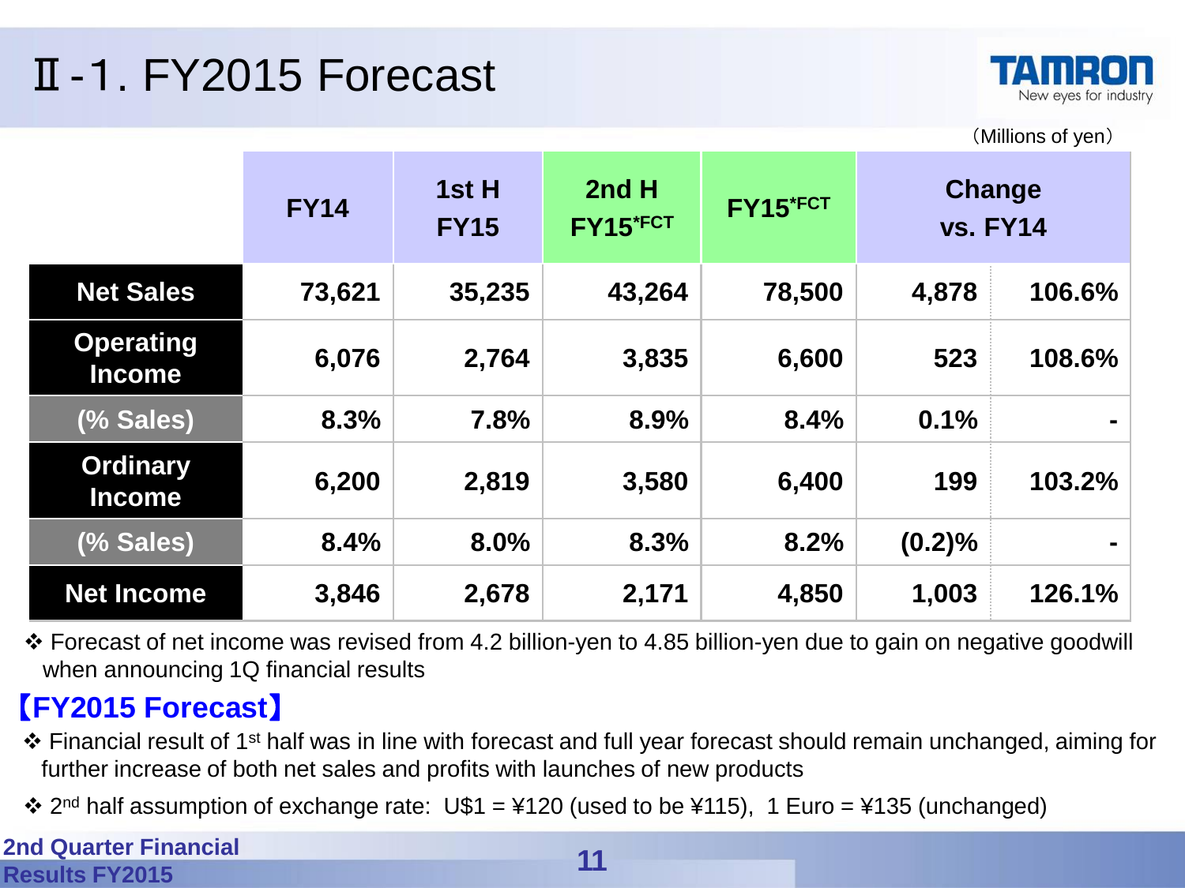# Ⅱ-1. FY2015 Forecast

(Millions of yen)

| | FY14 | 1st H FY15 | 2nd H FY15*FCT | FY15*FCT | Change vs. FY14 | |
|---|---|---|---|---|---|---|
| Net Sales | 73,621 | 35,235 | 43,264 | 78,500 | 4,878 | 106.6% |
| Operating Income | 6,076 | 2,764 | 3,835 | 6,600 | 523 | 108.6% |
| (% Sales) | 8.3% | 7.8% | 8.9% | 8.4% | 0.1% | - |
| Ordinary Income | 6,200 | 2,819 | 3,580 | 6,400 | 199 | 103.2% |
| (% Sales) | 8.4% | 8.0% | 8.3% | 8.2% | (0.2)% | - |
| Net Income | 3,846 | 2,678 | 2,171 | 4,850 | 1,003 | 126.1% |

❖ Forecast of net income was revised from 4.2 billion-yen to 4.85 billion-yen due to gain on negative goodwill when announcing 1Q financial results

## 【FY2015 Forecast】

❖ Financial result of 1st half was in line with forecast and full year forecast should remain unchanged, aiming for further increase of both net sales and profits with launches of new products

❖ 2nd half assumption of exchange rate: U$1 = ¥120 (used to be ¥115), 1 Euro = ¥135 (unchanged)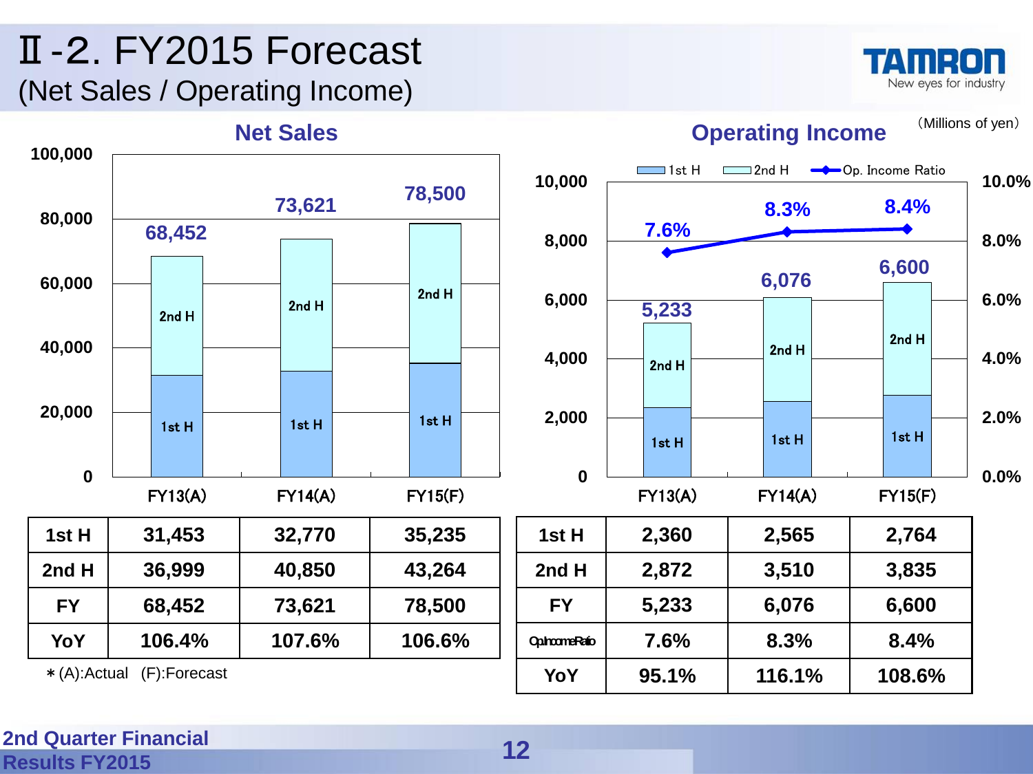# Ⅱ-2. FY2015 Forecast

## (Net Sales / Operating Income)

(Millions of yen)

### Net Sales

| | FY13(A) | FY14(A) | FY15(F) |
|---|---|---|---|
| 1st H | 31,453 | 32,770 | 35,235 |
| 2nd H | 36,999 | 40,850 | 43,264 |
| FY | 68,452 | 73,621 | 78,500 |
| YoY | 106.4% | 107.6% | 106.6% |

＊(A):Actual (F):Forecast

### Operating Income

| | FY13(A) | FY14(A) | FY15(F) |
|---|---|---|---|
| 1st H | 2,360 | 2,565 | 2,764 |
| 2nd H | 2,872 | 3,510 | 3,835 |
| FY | 5,233 | 6,076 | 6,600 |
| Op.Income Ratio | 7.6% | 8.3% | 8.4% |
| YoY | 95.1% | 116.1% | 108.6% |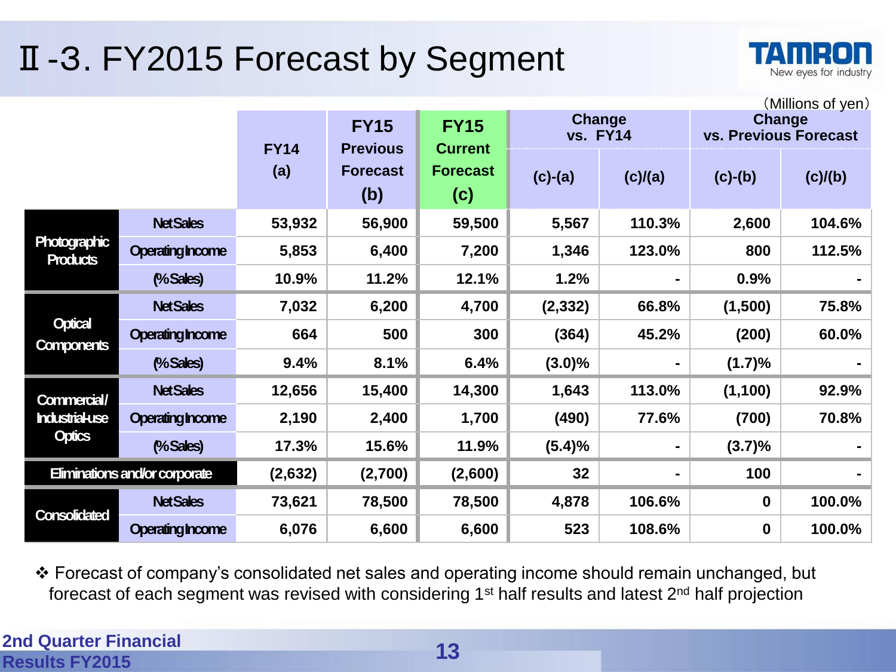# Ⅱ-3. FY2015 Forecast by Segment

（Millions of yen）

| | | FY14 (a) | FY15 Previous Forecast (b) | FY15 Current Forecast (c) | Change vs. FY14 | | Change vs. Previous Forecast | |
|---|---|---|---|---|---|---|---|---|
| | | | | | (c)-(a) | (c)/(a) | (c)-(b) | (c)/(b) |
| Photographic Products | Net Sales | 53,932 | 56,900 | 59,500 | 5,567 | 110.3% | 2,600 | 104.6% |
| | Operating Income | 5,853 | 6,400 | 7,200 | 1,346 | 123.0% | 800 | 112.5% |
| | (% Sales) | 10.9% | 11.2% | 12.1% | 1.2% | - | 0.9% | - |
| Optical Components | Net Sales | 7,032 | 6,200 | 4,700 | (2,332) | 66.8% | (1,500) | 75.8% |
| | Operating Income | 664 | 500 | 300 | (364) | 45.2% | (200) | 60.0% |
| | (% Sales) | 9.4% | 8.1% | 6.4% | (3.0)% | - | (1.7)% | - |
| Commercial/ Industrial-use Optics | Net Sales | 12,656 | 15,400 | 14,300 | 1,643 | 113.0% | (1,100) | 92.9% |
| | Operating Income | 2,190 | 2,400 | 1,700 | (490) | 77.6% | (700) | 70.8% |
| | (% Sales) | 17.3% | 15.6% | 11.9% | (5.4)% | - | (3.7)% | - |
| Eliminations and/or corporate | | (2,632) | (2,700) | (2,600) | 32 | - | 100 | - |
| Consolidated | Net Sales | 73,621 | 78,500 | 78,500 | 4,878 | 106.6% | 0 | 100.0% |
| | Operating Income | 6,076 | 6,600 | 6,600 | 523 | 108.6% | 0 | 100.0% |

❖ Forecast of company's consolidated net sales and operating income should remain unchanged, but forecast of each segment was revised with considering 1st half results and latest 2nd half projection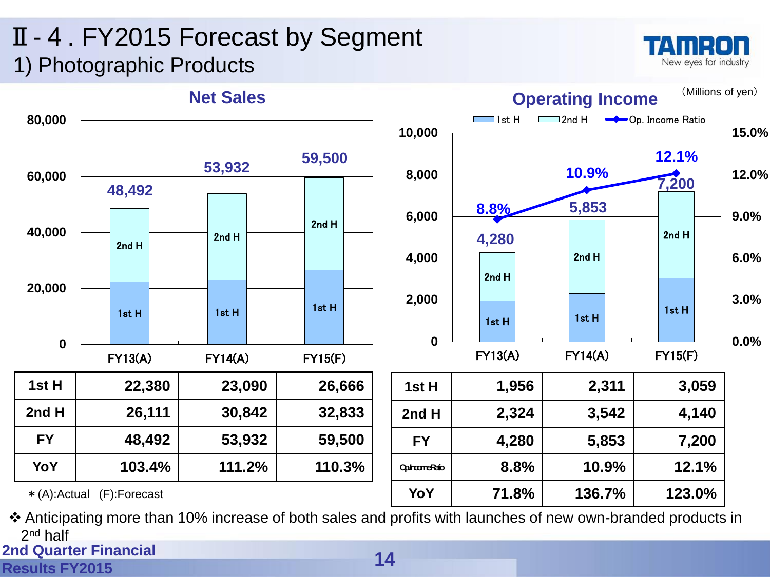# Ⅱ- 4 . FY2015 Forecast by Segment

## 1) Photographic Products

(Millions of yen)

**Net Sales**

|  | FY13(A) | FY14(A) | FY15(F) |
|---|---|---|---|
| 1st H | 22,380 | 23,090 | 26,666 |
| 2nd H | 26,111 | 30,842 | 32,833 |
| FY | 48,492 | 53,932 | 59,500 |
| YoY | 103.4% | 111.2% | 110.3% |

＊(A):Actual (F):Forecast

**Operating Income**

|  | FY13(A) | FY14(A) | FY15(F) |
|---|---|---|---|
| 1st H | 1,956 | 2,311 | 3,059 |
| 2nd H | 2,324 | 3,542 | 4,140 |
| FY | 4,280 | 5,853 | 7,200 |
| Op.Income Ratio | 8.8% | 10.9% | 12.1% |
| YoY | 71.8% | 136.7% | 123.0% |

❖ Anticipating more than 10% increase of both sales and profits with launches of new own-branded products in 2nd half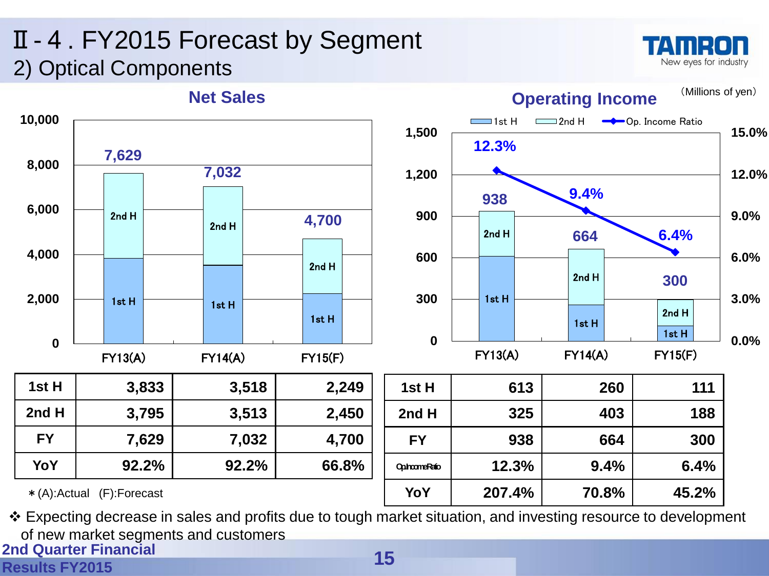# Ⅱ - 4 . FY2015 Forecast by Segment

## 2) Optical Components

(Millions of yen)

### Net Sales

| | FY13(A) | FY14(A) | FY15(F) |
|---|---|---|---|
| 1st H | 3,833 | 3,518 | 2,249 |
| 2nd H | 3,795 | 3,513 | 2,450 |
| FY | 7,629 | 7,032 | 4,700 |
| YoY | 92.2% | 92.2% | 66.8% |

＊(A):Actual (F):Forecast

### Operating Income

| | FY13(A) | FY14(A) | FY15(F) |
|---|---|---|---|
| 1st H | 613 | 260 | 111 |
| 2nd H | 325 | 403 | 188 |
| FY | 938 | 664 | 300 |
| Op.Income Ratio | 12.3% | 9.4% | 6.4% |
| YoY | 207.4% | 70.8% | 45.2% |

❖ Expecting decrease in sales and profits due to tough market situation, and investing resource to development of new market segments and customers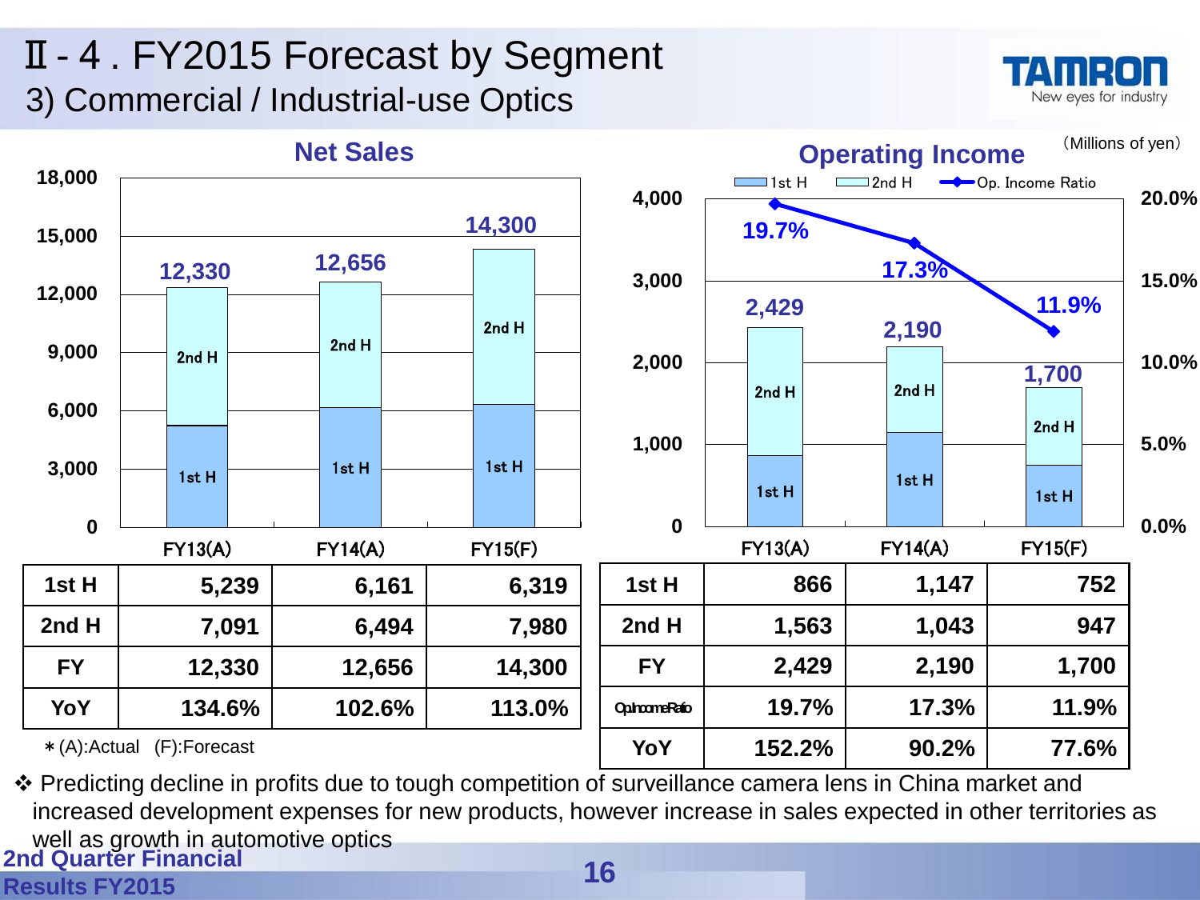# Ⅱ- 4 . FY2015 Forecast by Segment

## 3) Commercial / Industrial-use Optics

(Millions of yen)

### Net Sales

| | FY13(A) | FY14(A) | FY15(F) |
|---|---|---|---|
| 1st H | 5,239 | 6,161 | 6,319 |
| 2nd H | 7,091 | 6,494 | 7,980 |
| FY | 12,330 | 12,656 | 14,300 |
| YoY | 134.6% | 102.6% | 113.0% |

＊(A):Actual (F):Forecast

### Operating Income

| | FY13(A) | FY14(A) | FY15(F) |
|---|---|---|---|
| 1st H | 866 | 1,147 | 752 |
| 2nd H | 1,563 | 1,043 | 947 |
| FY | 2,429 | 2,190 | 1,700 |
| Op. Income Ratio | 19.7% | 17.3% | 11.9% |
| YoY | 152.2% | 90.2% | 77.6% |

❖ Predicting decline in profits due to tough competition of surveillance camera lens in China market and increased development expenses for new products, however increase in sales expected in other territories as well as growth in automotive optics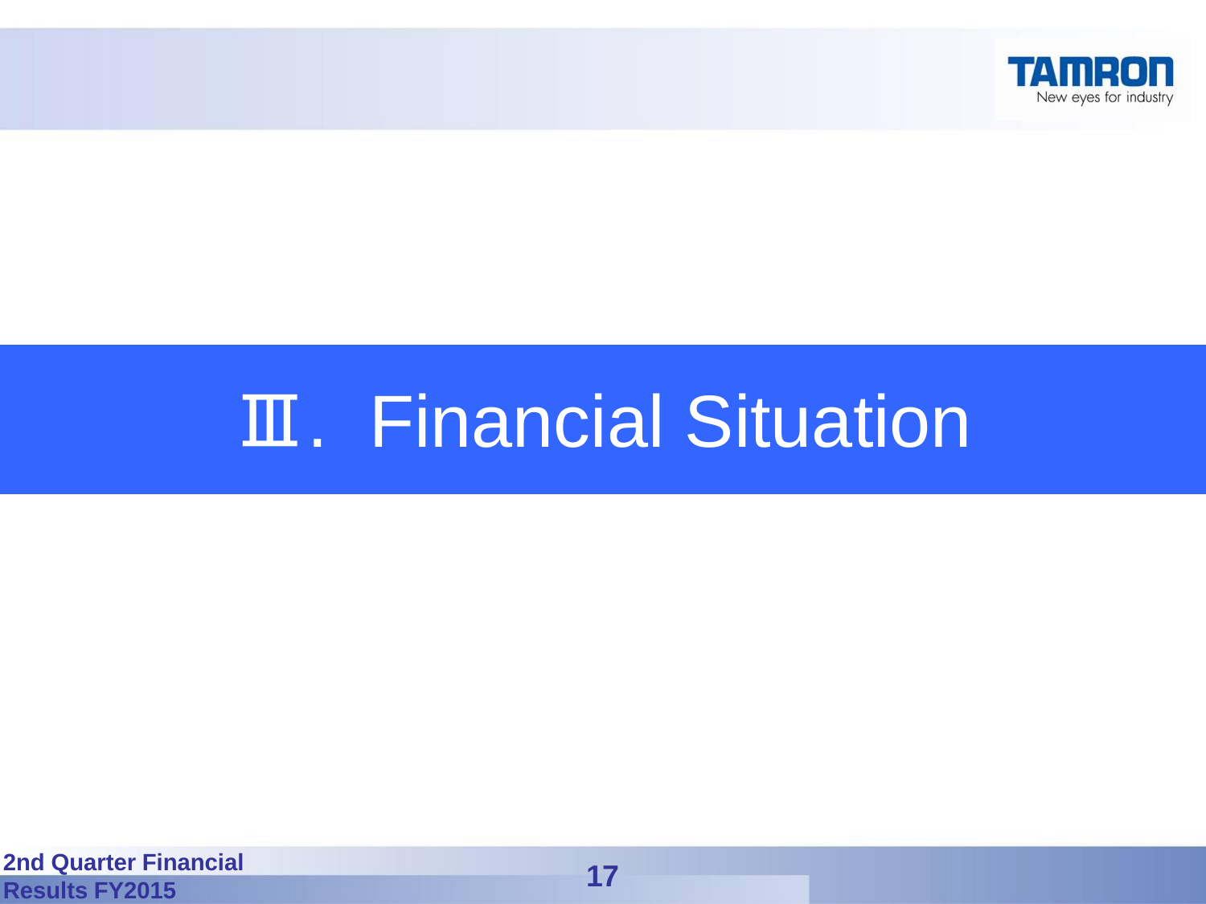# Ⅲ. Financial Situation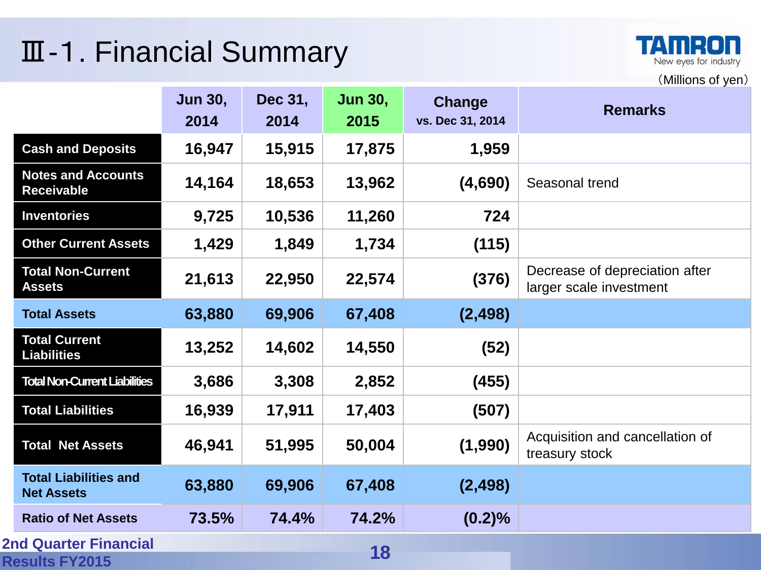# Ⅲ-1. Financial Summary

(Millions of yen)

| | Jun 30, 2014 | Dec 31, 2014 | Jun 30, 2015 | Change vs. Dec 31, 2014 | Remarks |
|---|---|---|---|---|---|
| Cash and Deposits | 16,947 | 15,915 | 17,875 | 1,959 | |
| Notes and Accounts Receivable | 14,164 | 18,653 | 13,962 | (4,690) | Seasonal trend |
| Inventories | 9,725 | 10,536 | 11,260 | 724 | |
| Other Current Assets | 1,429 | 1,849 | 1,734 | (115) | |
| Total Non-Current Assets | 21,613 | 22,950 | 22,574 | (376) | Decrease of depreciation after larger scale investment |
| Total Assets | 63,880 | 69,906 | 67,408 | (2,498) | |
| Total Current Liabilities | 13,252 | 14,602 | 14,550 | (52) | |
| Total Non-Current Liabilities | 3,686 | 3,308 | 2,852 | (455) | |
| Total Liabilities | 16,939 | 17,911 | 17,403 | (507) | |
| Total Net Assets | 46,941 | 51,995 | 50,004 | (1,990) | Acquisition and cancellation of treasury stock |
| Total Liabilities and Net Assets | 63,880 | 69,906 | 67,408 | (2,498) | |
| Ratio of Net Assets | 73.5% | 74.4% | 74.2% | (0.2)% | |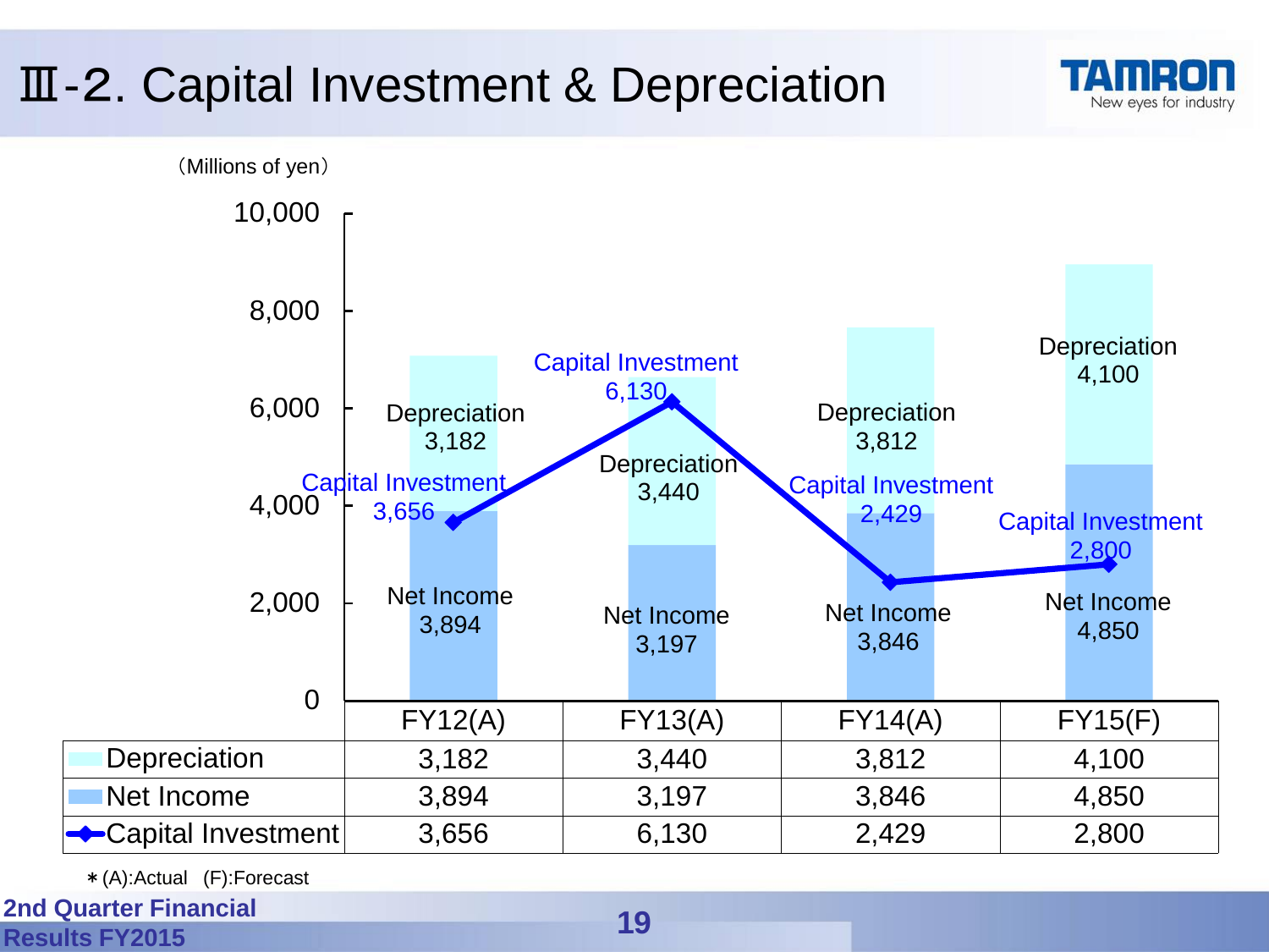# Ⅲ-2. Capital Investment & Depreciation

(Millions of yen)

| | FY12(A) | FY13(A) | FY14(A) | FY15(F) |
|---|---|---|---|---|
| Depreciation | 3,182 | 3,440 | 3,812 | 4,100 |
| Net Income | 3,894 | 3,197 | 3,846 | 4,850 |
| Capital Investment | 3,656 | 6,130 | 2,429 | 2,800 |

＊(A):Actual (F):Forecast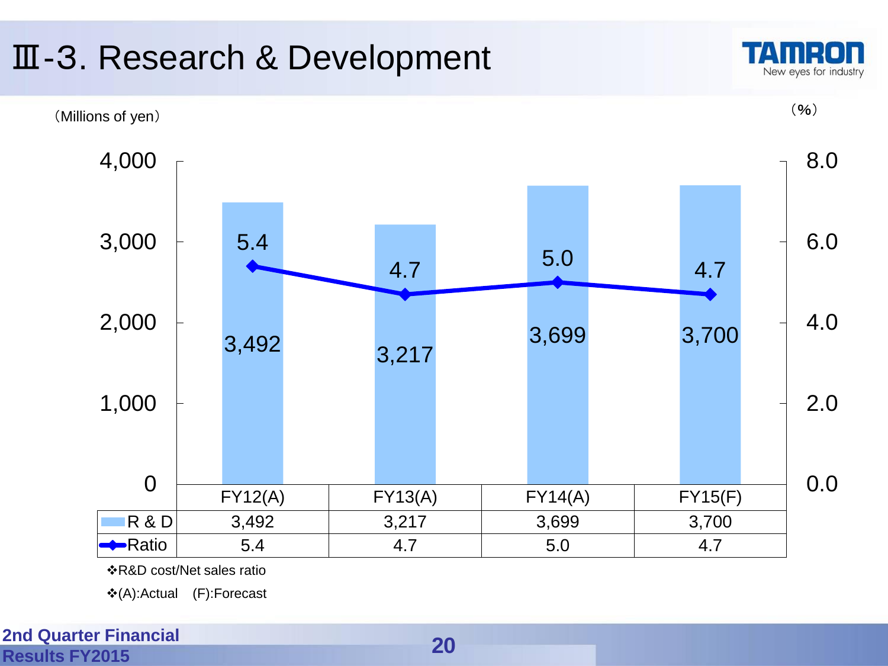# Ⅲ-3. Research & Development

(Millions of yen) (%)

| | FY12(A) | FY13(A) | FY14(A) | FY15(F) |
|---|---|---|---|---|
| R & D | 3,492 | 3,217 | 3,699 | 3,700 |
| Ratio | 5.4 | 4.7 | 5.0 | 4.7 |

❖R&D cost/Net sales ratio

❖(A):Actual (F):Forecast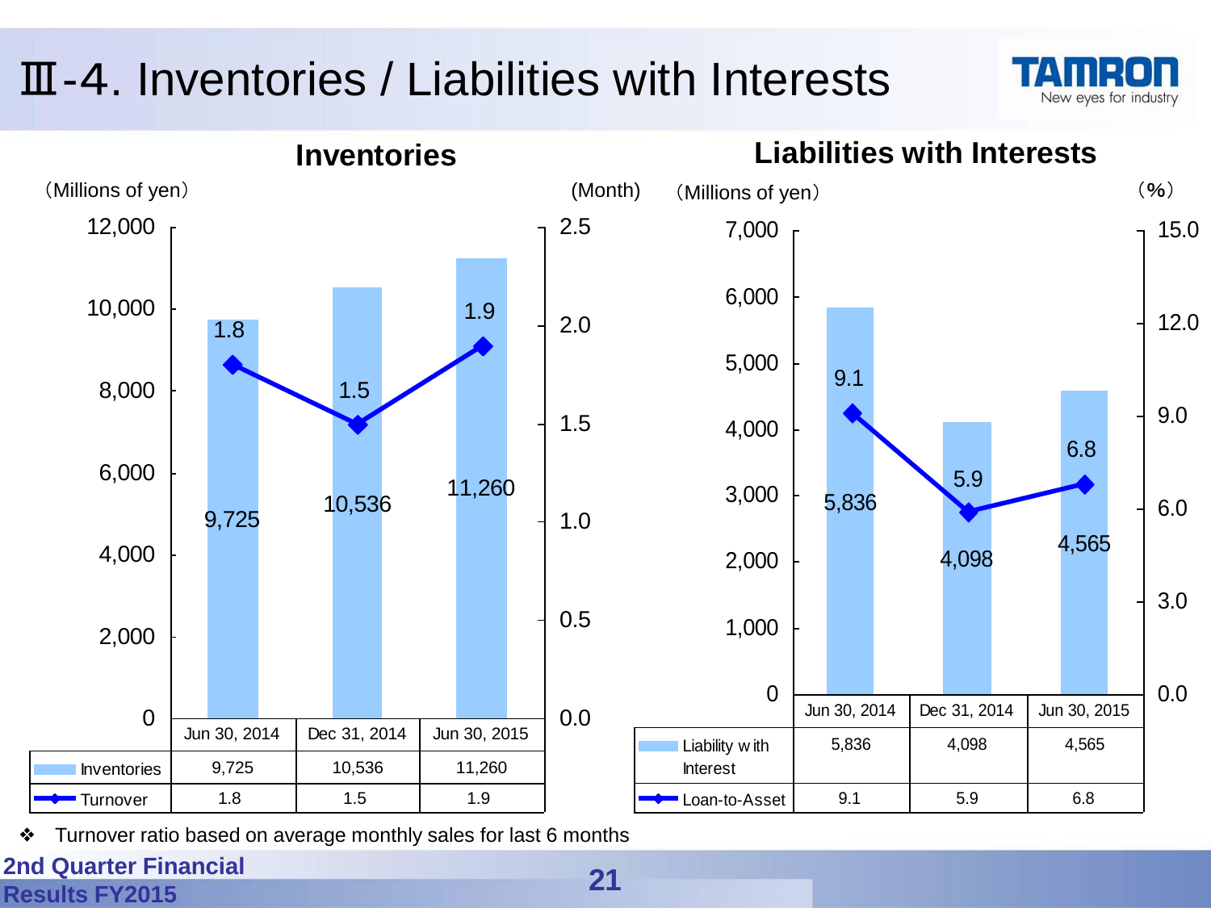# Ⅲ-4. Inventories / Liabilities with Interests

## Inventories

(Millions of yen) / (Month)

| | Jun 30, 2014 | Dec 31, 2014 | Jun 30, 2015 |
|---|---|---|---|
| Inventories | 9,725 | 10,536 | 11,260 |
| Turnover | 1.8 | 1.5 | 1.9 |

## Liabilities with Interests

(Millions of yen) / (%)

| | Jun 30, 2014 | Dec 31, 2014 | Jun 30, 2015 |
|---|---|---|---|
| Liability with Interest | 5,836 | 4,098 | 4,565 |
| Loan-to-Asset | 9.1 | 5.9 | 6.8 |

❖ Turnover ratio based on average monthly sales for last 6 months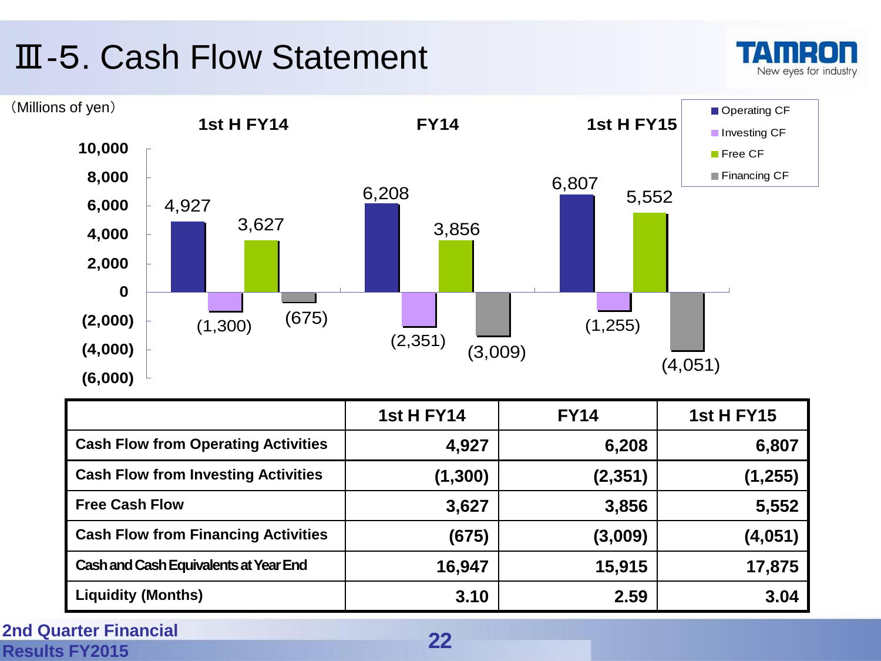# Ⅲ-5. Cash Flow Statement

（Millions of yen）

|  | 1st H FY14 | FY14 | 1st H FY15 |
|---|---|---|---|
| Cash Flow from Operating Activities | 4,927 | 6,208 | 6,807 |
| Cash Flow from Investing Activities | (1,300) | (2,351) | (1,255) |
| Free Cash Flow | 3,627 | 3,856 | 5,552 |
| Cash Flow from Financing Activities | (675) | (3,009) | (4,051) |
| Cash and Cash Equivalents at Year End | 16,947 | 15,915 | 17,875 |
| Liquidity (Months) | 3.10 | 2.59 | 3.04 |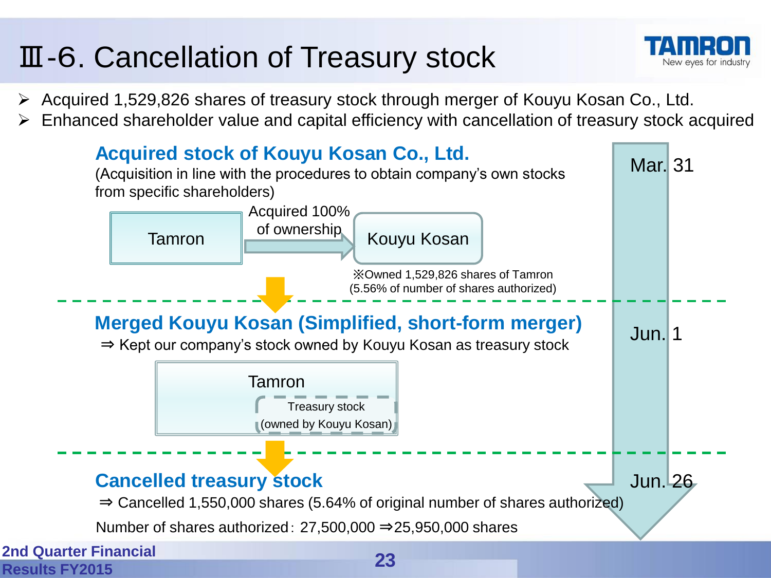# Ⅲ-6. Cancellation of Treasury stock

- Acquired 1,529,826 shares of treasury stock through merger of Kouyu Kosan Co., Ltd.
- Enhanced shareholder value and capital efficiency with cancellation of treasury stock acquired

## Acquired stock of Kouyu Kosan Co., Ltd.

**Mar. 31**

(Acquisition in line with the procedures to obtain company's own stocks from specific shareholders)

Tamron → Acquired 100% of ownership → Kouyu Kosan

※Owned 1,529,826 shares of Tamron (5.56% of number of shares authorized)

## Merged Kouyu Kosan (Simplified, short-form merger)

**Jun. 1**

⇒ Kept our company's stock owned by Kouyu Kosan as treasury stock

Tamron
- Treasury stock (owned by Kouyu Kosan)

## Cancelled treasury stock

**Jun. 26**

⇒ Cancelled 1,550,000 shares (5.64% of original number of shares authorized)

Number of shares authorized：27,500,000 ⇒25,950,000 shares

2nd Quarter Financial Results FY2015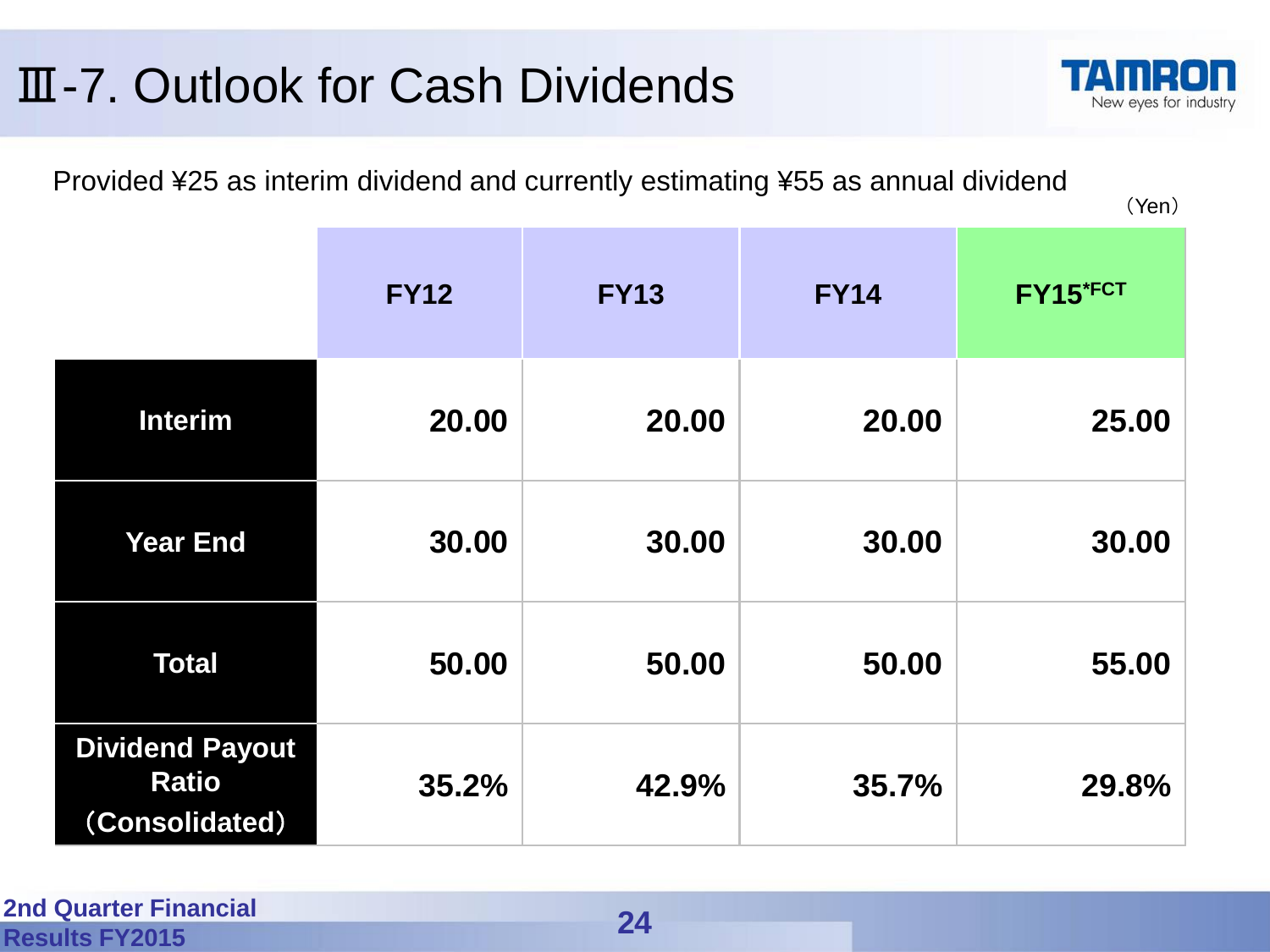# Ⅲ-7. Outlook for Cash Dividends

Provided ¥25 as interim dividend and currently estimating ¥55 as annual dividend

（Yen）

| | FY12 | FY13 | FY14 | FY15*FCT |
|---|---|---|---|---|
| Interim | 20.00 | 20.00 | 20.00 | 25.00 |
| Year End | 30.00 | 30.00 | 30.00 | 30.00 |
| Total | 50.00 | 50.00 | 50.00 | 55.00 |
| Dividend Payout Ratio（Consolidated） | 35.2% | 42.9% | 35.7% | 29.8% |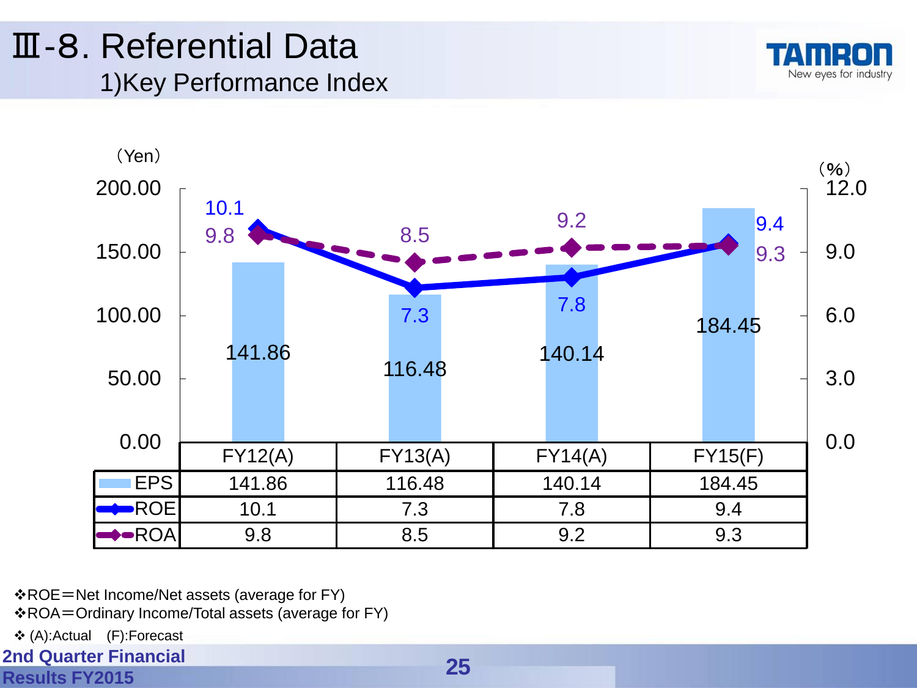# Ⅲ-8. Referential Data

## 1)Key Performance Index

（Yen） （%）

| | FY12(A) | FY13(A) | FY14(A) | FY15(F) |
|---|---|---|---|---|
| EPS | 141.86 | 116.48 | 140.14 | 184.45 |
| ROE | 10.1 | 7.3 | 7.8 | 9.4 |
| ROA | 9.8 | 8.5 | 9.2 | 9.3 |

❖ROE＝Net Income/Net assets (average for FY)
❖ROA＝Ordinary Income/Total assets (average for FY)

❖ (A):Actual　(F):Forecast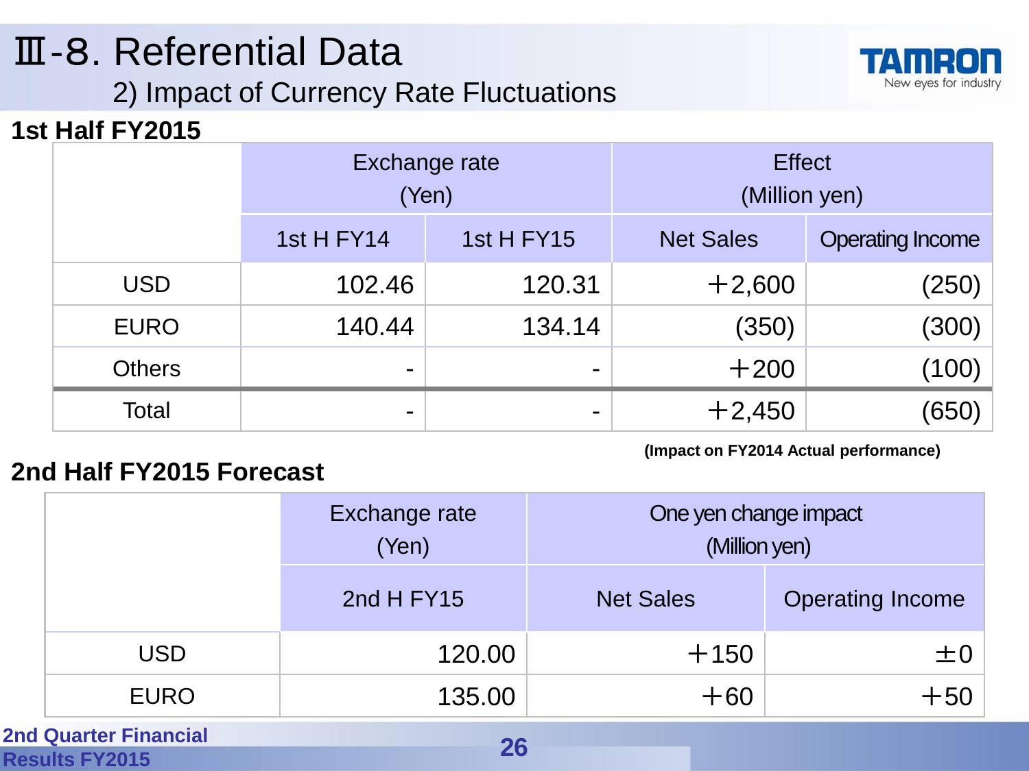# Ⅲ-8. Referential Data

## 2) Impact of Currency Rate Fluctuations

### 1st Half FY2015

| | Exchange rate (Yen) | | Effect (Million yen) | |
|---|---|---|---|---|
| | 1st H FY14 | 1st H FY15 | Net Sales | Operating Income |
| USD | 102.46 | 120.31 | ＋2,600 | (250) |
| EURO | 140.44 | 134.14 | (350) | (300) |
| Others | - | - | ＋200 | (100) |
| Total | - | - | ＋2,450 | (650) |

**(Impact on FY2014 Actual performance)**

### 2nd Half FY2015 Forecast

| | Exchange rate (Yen) | One yen change impact (Million yen) | |
|---|---|---|---|
| | 2nd H FY15 | Net Sales | Operating Income |
| USD | 120.00 | ＋150 | ±0 |
| EURO | 135.00 | ＋60 | ＋50 |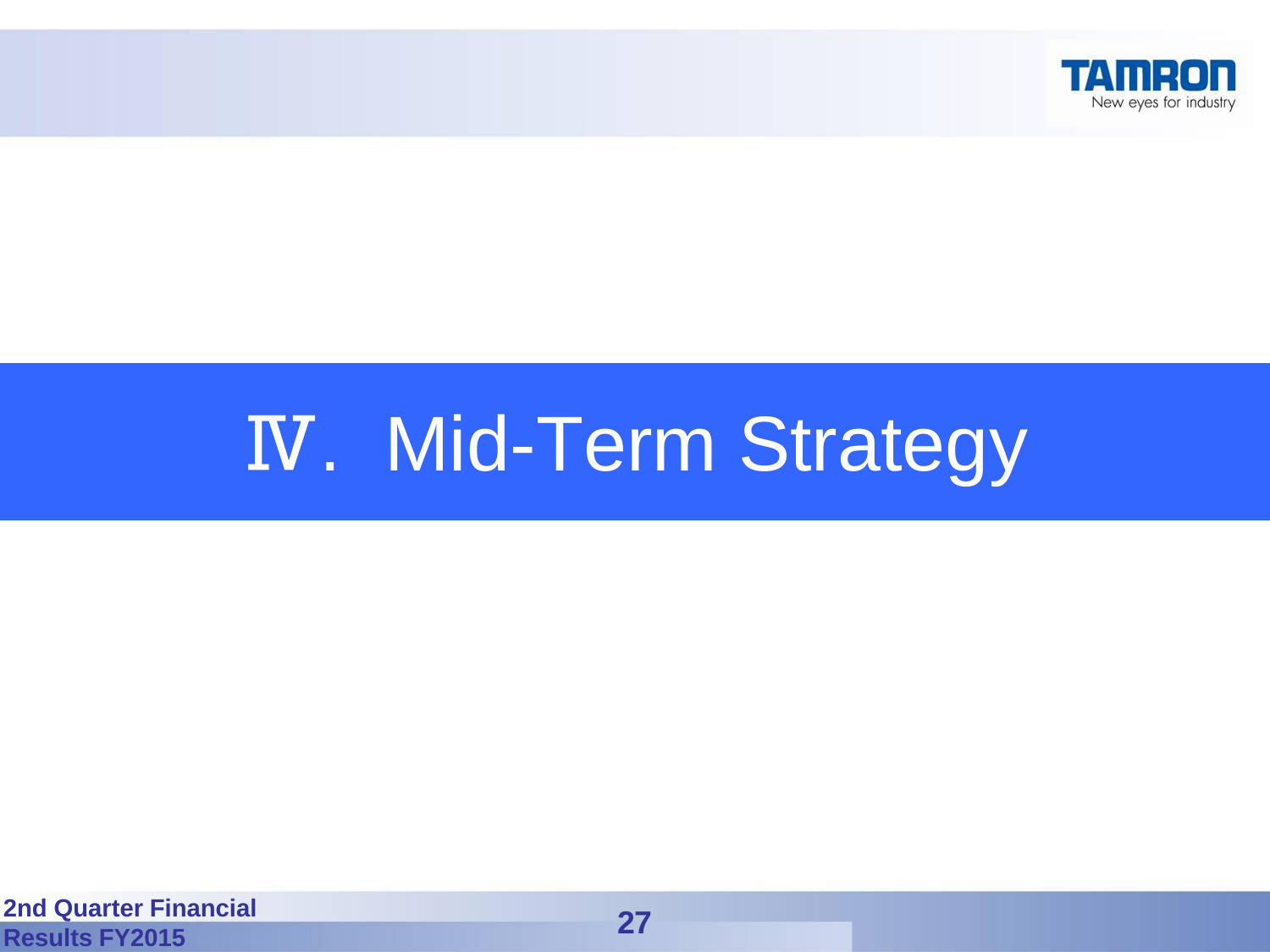# Ⅳ．Mid-Term Strategy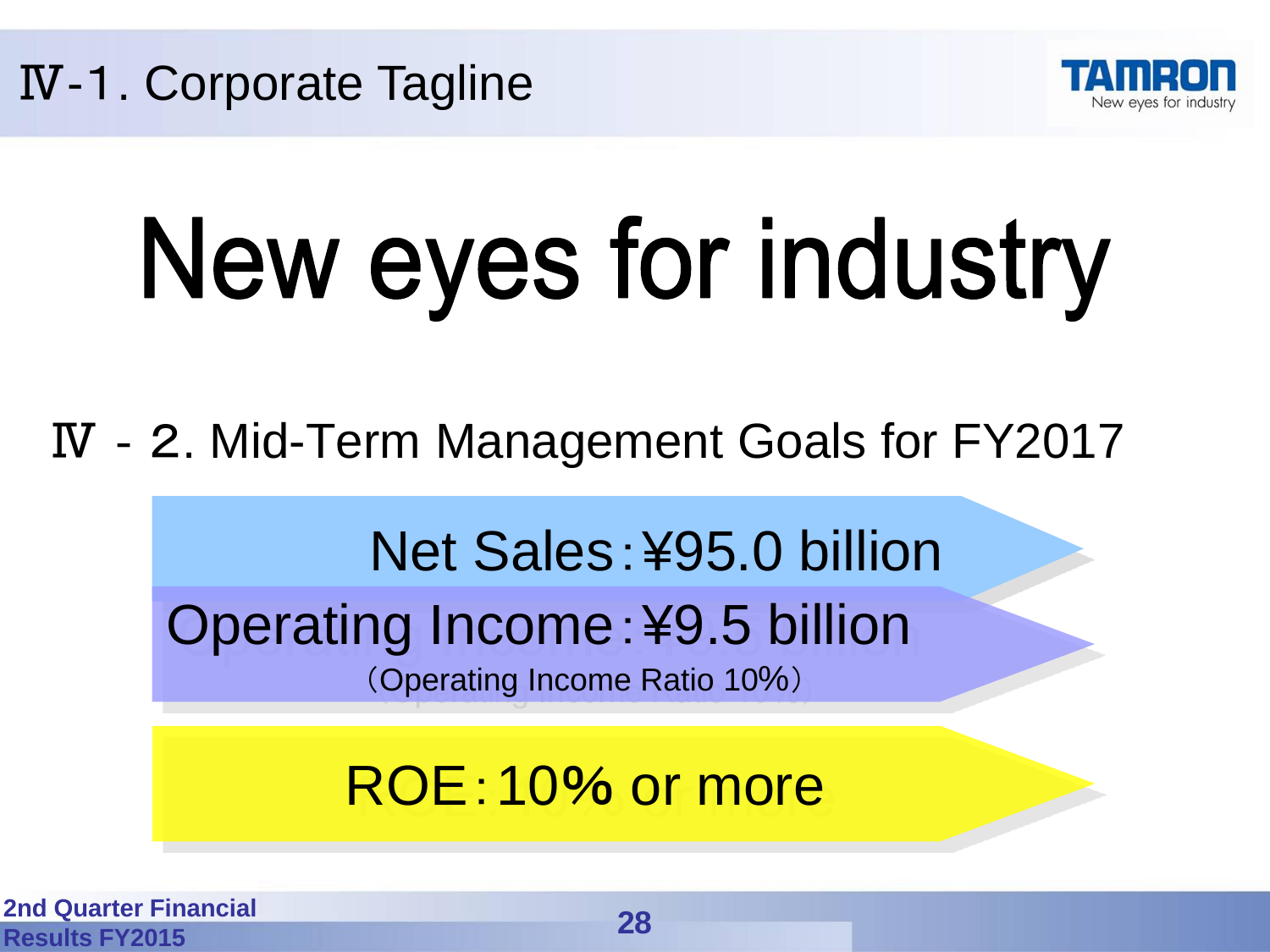# Ⅳ-1. Corporate Tagline

# New eyes for industry

## Ⅳ - 2. Mid-Term Management Goals for FY2017

**Net Sales：¥95.0 billion**

**Operating Income：¥9.5 billion**

（Operating Income Ratio 10%）

**ROE：10% or more**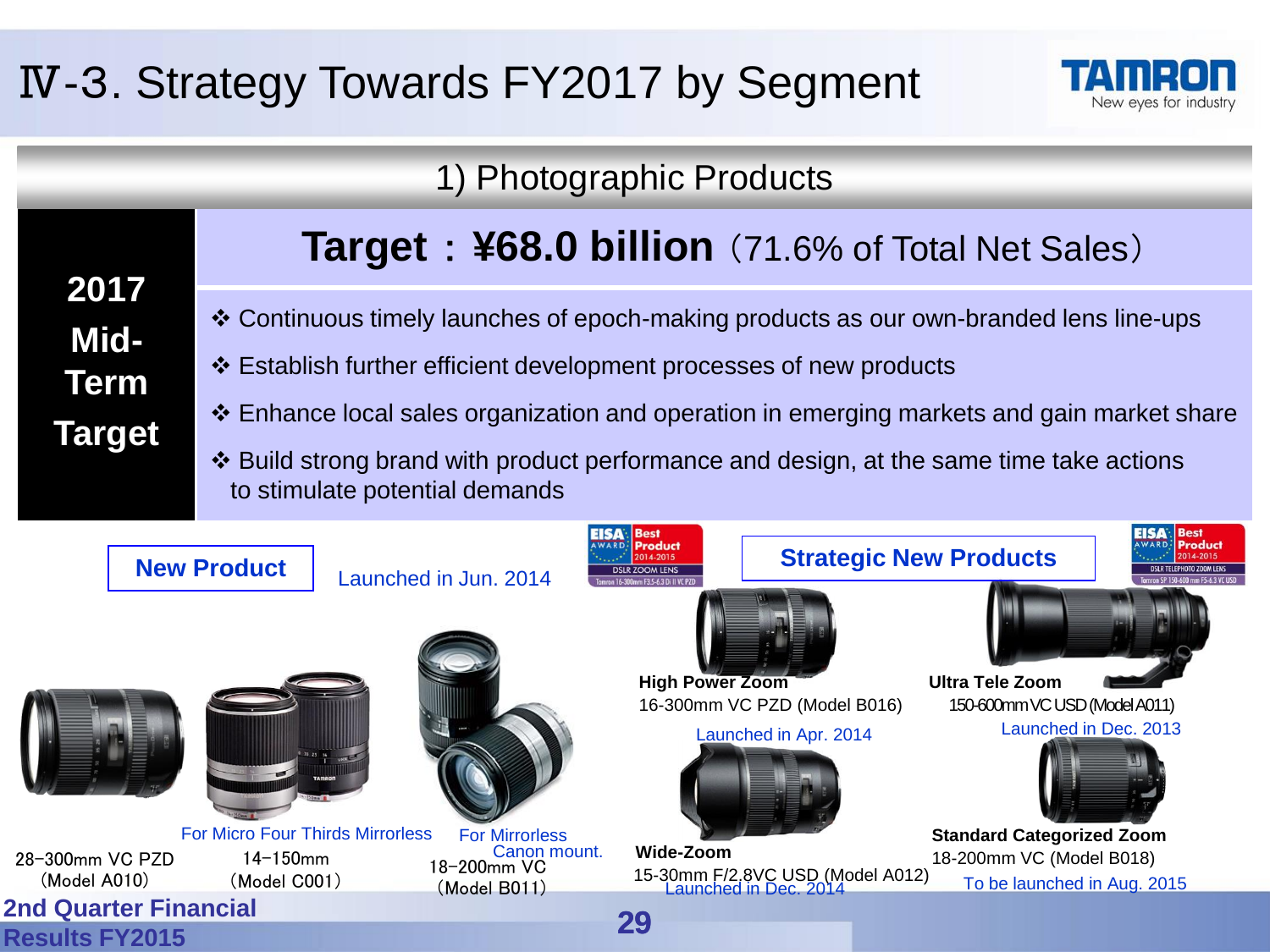# Ⅳ-3. Strategy Towards FY2017 by Segment

## 1) Photographic Products

**2017 Mid-Term Target**

**Target：¥68.0 billion**（71.6% of Total Net Sales）

- ❖ Continuous timely launches of epoch-making products as our own-branded lens line-ups
- ❖ Establish further efficient development processes of new products
- ❖ Enhance local sales organization and operation in emerging markets and gain market share
- ❖ Build strong brand with product performance and design, at the same time take actions to stimulate potential demands

**New Product**

Launched in Jun. 2014

28-300mm VC PZD (Model A010)

For Micro Four Thirds Mirrorless
14-150mm (Model C001)

For Mirrorless Canon mount.
18-200mm VC (Model B011)

**Strategic New Products**

EISA AWARD Best Product 2014-2015 DSLR ZOOM LENS

**High Power Zoom**
16-300mm VC PZD (Model B016)
Launched in Apr. 2014

**Wide-Zoom**
15-30mm F/2.8VC USD (Model A012)
Launched in Dec. 2014

EISA AWARD Best Product 2014-2015 DSLR TELEPHOTO ZOOM LENS

**Ultra Tele Zoom**
150-600mm VC USD (Model A011)
Launched in Dec. 2013

**Standard Categorized Zoom**
18-200mm VC (Model B018)
To be launched in Aug. 2015

2nd Quarter Financial Results FY2015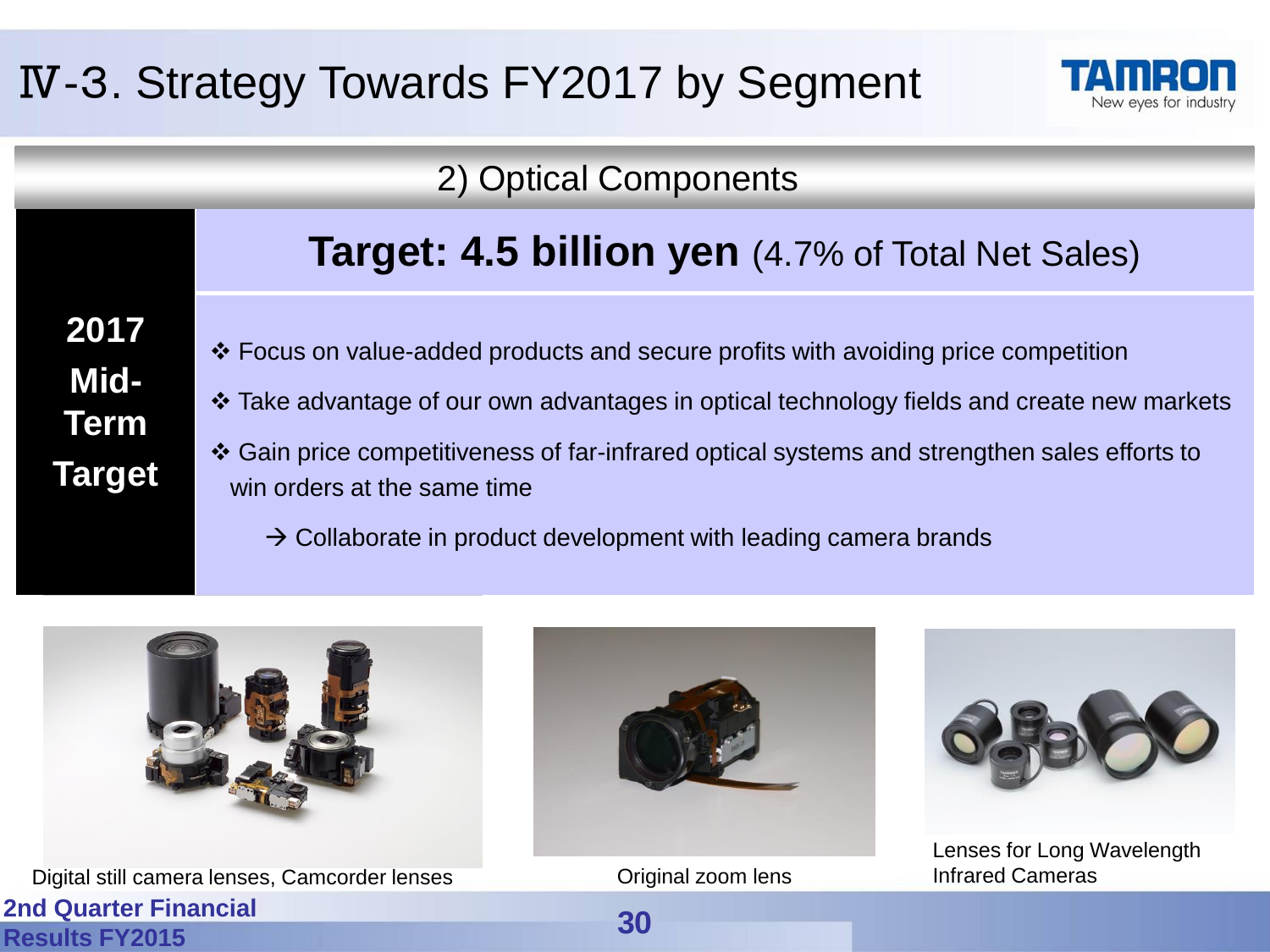# Ⅳ-3. Strategy Towards FY2017 by Segment

## 2) Optical Components

**2017 Mid-Term Target**

**Target: 4.5 billion yen** (4.7% of Total Net Sales)

- ❖ Focus on value-added products and secure profits with avoiding price competition
- ❖ Take advantage of our own advantages in optical technology fields and create new markets
- ❖ Gain price competitiveness of far-infrared optical systems and strengthen sales efforts to win orders at the same time

  → Collaborate in product development with leading camera brands

Digital still camera lenses, Camcorder lenses

Original zoom lens

Lenses for Long Wavelength Infrared Cameras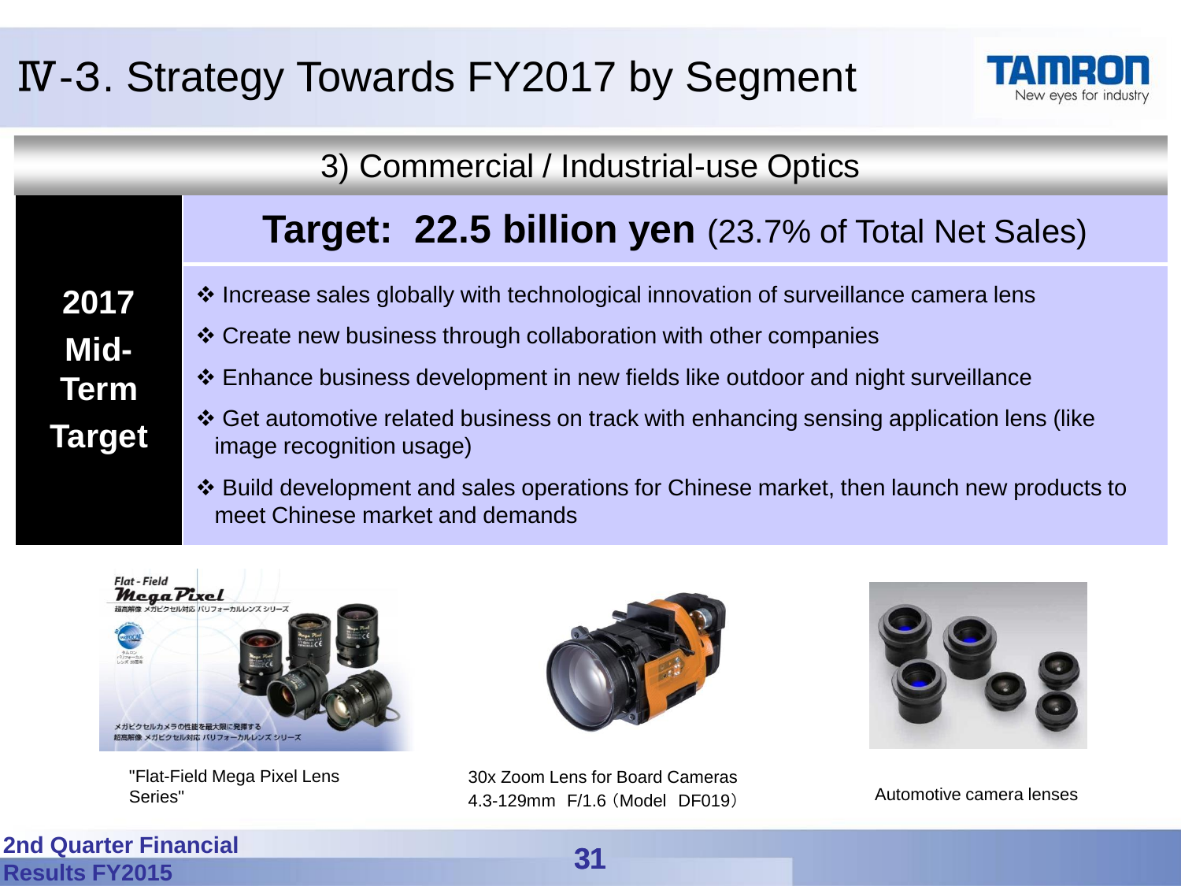# Ⅳ-3. Strategy Towards FY2017 by Segment

## 3) Commercial / Industrial-use Optics

**2017 Mid-Term Target**

**Target: 22.5 billion yen** (23.7% of Total Net Sales)

- ❖ Increase sales globally with technological innovation of surveillance camera lens
- ❖ Create new business through collaboration with other companies
- ❖ Enhance business development in new fields like outdoor and night surveillance
- ❖ Get automotive related business on track with enhancing sensing application lens (like image recognition usage)
- ❖ Build development and sales operations for Chinese market, then launch new products to meet Chinese market and demands

"Flat-Field Mega Pixel Lens Series"

30x Zoom Lens for Board Cameras 4.3-129mm F/1.6（Model DF019）

Automotive camera lenses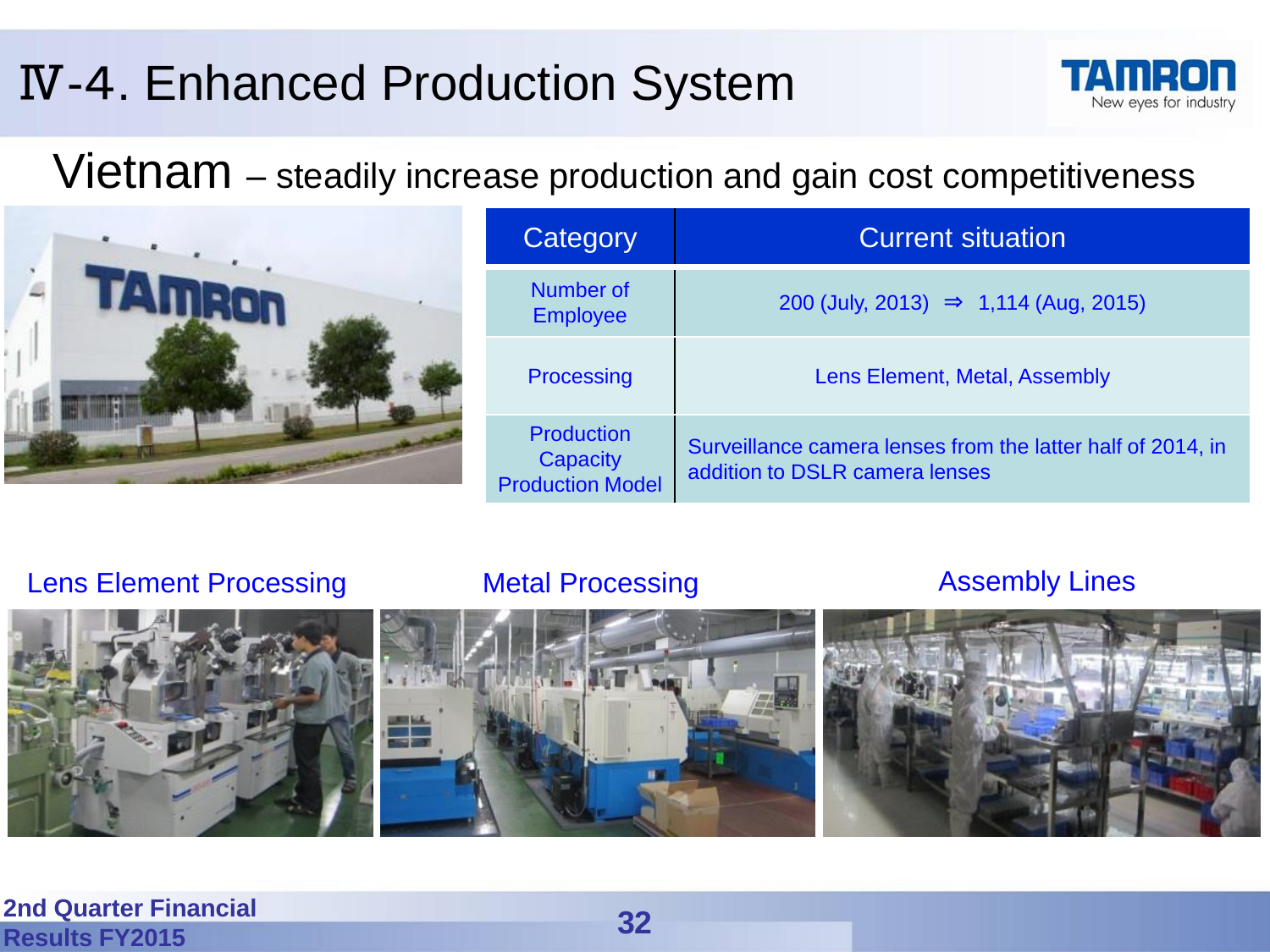# Ⅳ-4. Enhanced Production System

## Vietnam – steadily increase production and gain cost competitiveness

| Category | Current situation |
|---|---|
| Number of Employee | 200 (July, 2013) ⇒ 1,114 (Aug, 2015) |
| Processing | Lens Element, Metal, Assembly |
| Production Capacity Production Model | Surveillance camera lenses from the latter half of 2014, in addition to DSLR camera lenses |

Lens Element Processing

Metal Processing

Assembly Lines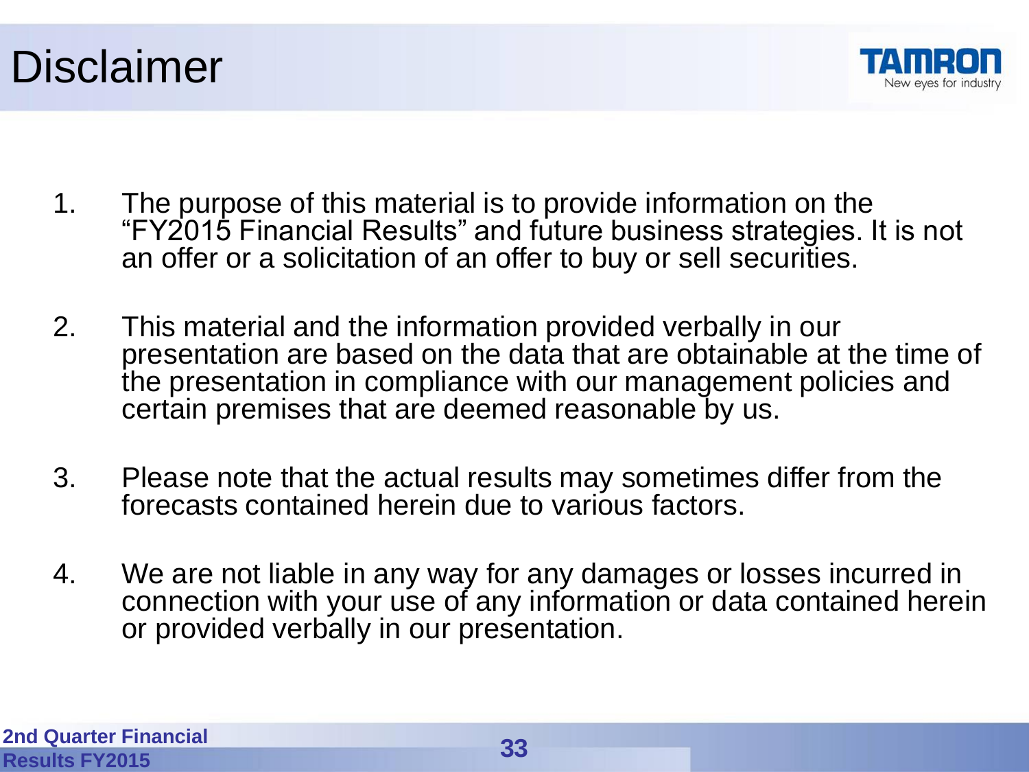# Disclaimer

TAMRON
New eyes for industry

1. The purpose of this material is to provide information on the "FY2015 Financial Results" and future business strategies. It is not an offer or a solicitation of an offer to buy or sell securities.

2. This material and the information provided verbally in our presentation are based on the data that are obtainable at the time of the presentation in compliance with our management policies and certain premises that are deemed reasonable by us.

3. Please note that the actual results may sometimes differ from the forecasts contained herein due to various factors.

4. We are not liable in any way for any damages or losses incurred in connection with your use of any information or data contained herein or provided verbally in our presentation.